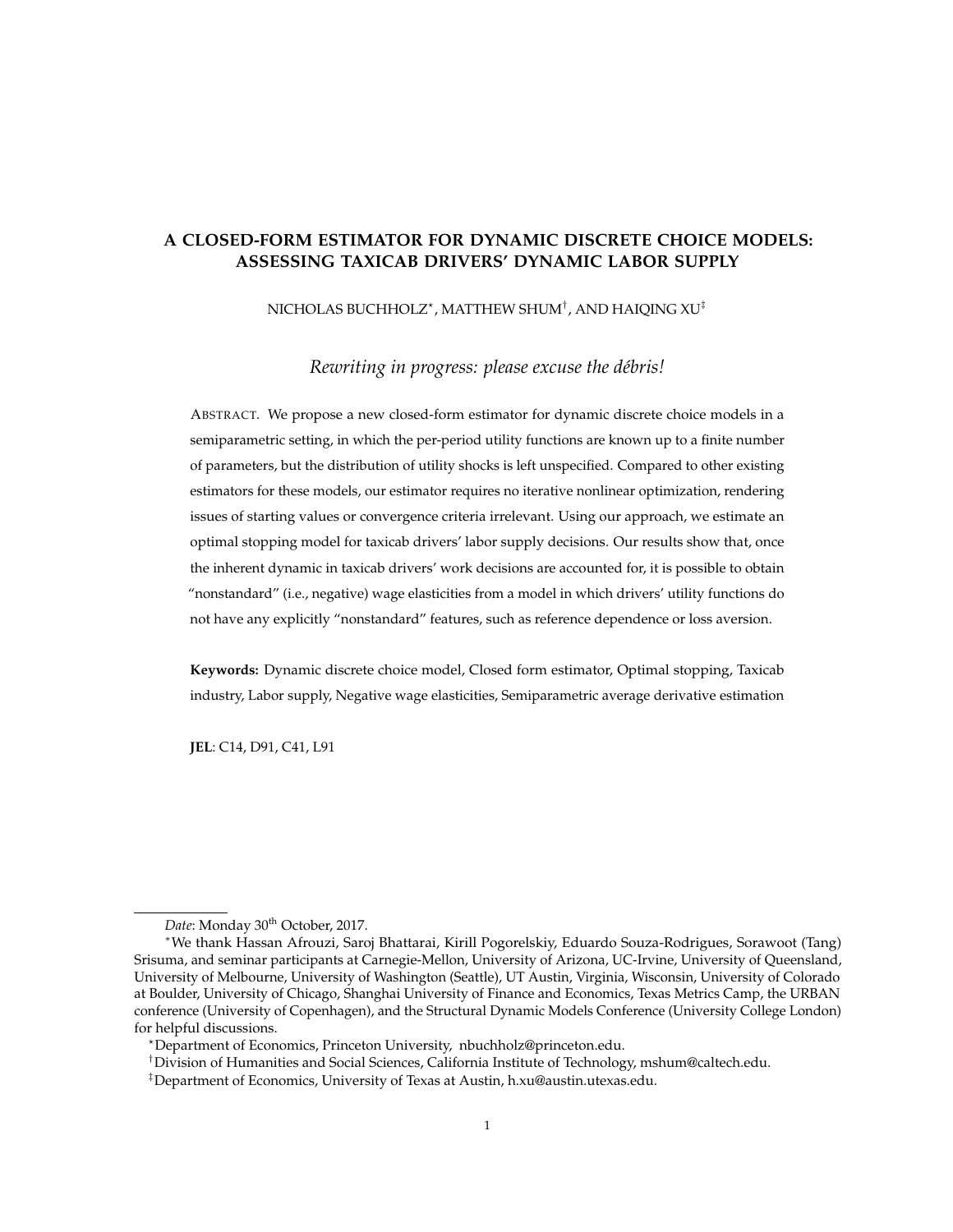# A CLOSED-FORM ESTIMATOR FOR DYNAMIC DISCRETE CHOICE MODELS: ASSESSING TAXICAB DRIVERS' DYNAMIC LABOR SUPPLY

NICHOLAS BUCHHOLZ*, MATTHEW SHUM†, AND HAIQING XU‡

*Rewriting in progress: please excuse the débris!*

ABSTRACT. We propose a new closed-form estimator for dynamic discrete choice models in a semiparametric setting, in which the per-period utility functions are known up to a finite number of parameters, but the distribution of utility shocks is left unspecified. Compared to other existing estimators for these models, our estimator requires no iterative nonlinear optimization, rendering issues of starting values or convergence criteria irrelevant. Using our approach, we estimate an optimal stopping model for taxicab drivers' labor supply decisions. Our results show that, once the inherent dynamic in taxicab drivers' work decisions are accounted for, it is possible to obtain "nonstandard" (i.e., negative) wage elasticities from a model in which drivers' utility functions do not have any explicitly "nonstandard" features, such as reference dependence or loss aversion.

**Keywords:** Dynamic discrete choice model, Closed form estimator, Optimal stopping, Taxicab industry, Labor supply, Negative wage elasticities, Semiparametric average derivative estimation

**JEL**: C14, D91, C41, L91

---

*Date*: Monday 30th October, 2017.

*We thank Hassan Afrouzi, Saroj Bhattarai, Kirill Pogorelskiy, Eduardo Souza-Rodrigues, Sorawoot (Tang) Srisuma, and seminar participants at Carnegie-Mellon, University of Arizona, UC-Irvine, University of Queensland, University of Melbourne, University of Washington (Seattle), UT Austin, Virginia, Wisconsin, University of Colorado at Boulder, University of Chicago, Shanghai University of Finance and Economics, Texas Metrics Camp, the URBAN conference (University of Copenhagen), and the Structural Dynamic Models Conference (University College London) for helpful discussions.

*Department of Economics, Princeton University, nbuchholz@princeton.edu.

†Division of Humanities and Social Sciences, California Institute of Technology, mshum@caltech.edu.

‡Department of Economics, University of Texas at Austin, h.xu@austin.utexas.edu.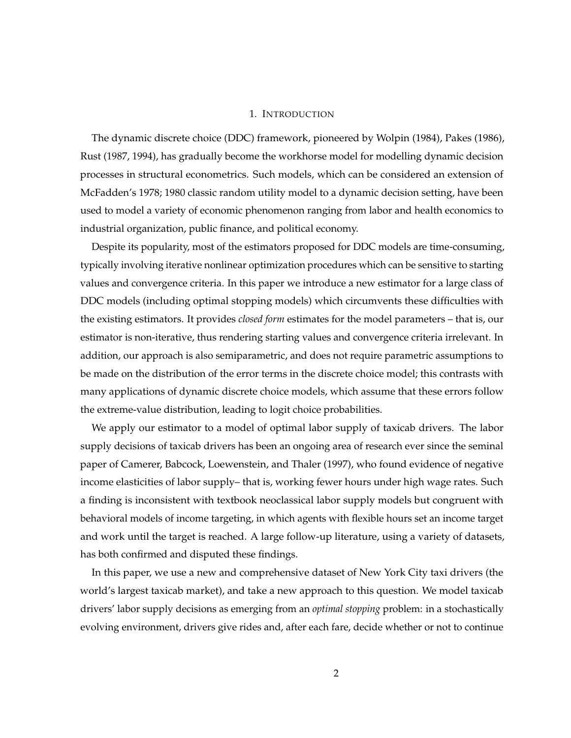# 1. INTRODUCTION

The dynamic discrete choice (DDC) framework, pioneered by Wolpin (1984), Pakes (1986), Rust (1987, 1994), has gradually become the workhorse model for modelling dynamic decision processes in structural econometrics. Such models, which can be considered an extension of McFadden's 1978; 1980 classic random utility model to a dynamic decision setting, have been used to model a variety of economic phenomenon ranging from labor and health economics to industrial organization, public finance, and political economy.

Despite its popularity, most of the estimators proposed for DDC models are time-consuming, typically involving iterative nonlinear optimization procedures which can be sensitive to starting values and convergence criteria. In this paper we introduce a new estimator for a large class of DDC models (including optimal stopping models) which circumvents these difficulties with the existing estimators. It provides *closed form* estimates for the model parameters – that is, our estimator is non-iterative, thus rendering starting values and convergence criteria irrelevant. In addition, our approach is also semiparametric, and does not require parametric assumptions to be made on the distribution of the error terms in the discrete choice model; this contrasts with many applications of dynamic discrete choice models, which assume that these errors follow the extreme-value distribution, leading to logit choice probabilities.

We apply our estimator to a model of optimal labor supply of taxicab drivers. The labor supply decisions of taxicab drivers has been an ongoing area of research ever since the seminal paper of Camerer, Babcock, Loewenstein, and Thaler (1997), who found evidence of negative income elasticities of labor supply– that is, working fewer hours under high wage rates. Such a finding is inconsistent with textbook neoclassical labor supply models but congruent with behavioral models of income targeting, in which agents with flexible hours set an income target and work until the target is reached. A large follow-up literature, using a variety of datasets, has both confirmed and disputed these findings.

In this paper, we use a new and comprehensive dataset of New York City taxi drivers (the world's largest taxicab market), and take a new approach to this question. We model taxicab drivers' labor supply decisions as emerging from an *optimal stopping* problem: in a stochastically evolving environment, drivers give rides and, after each fare, decide whether or not to continue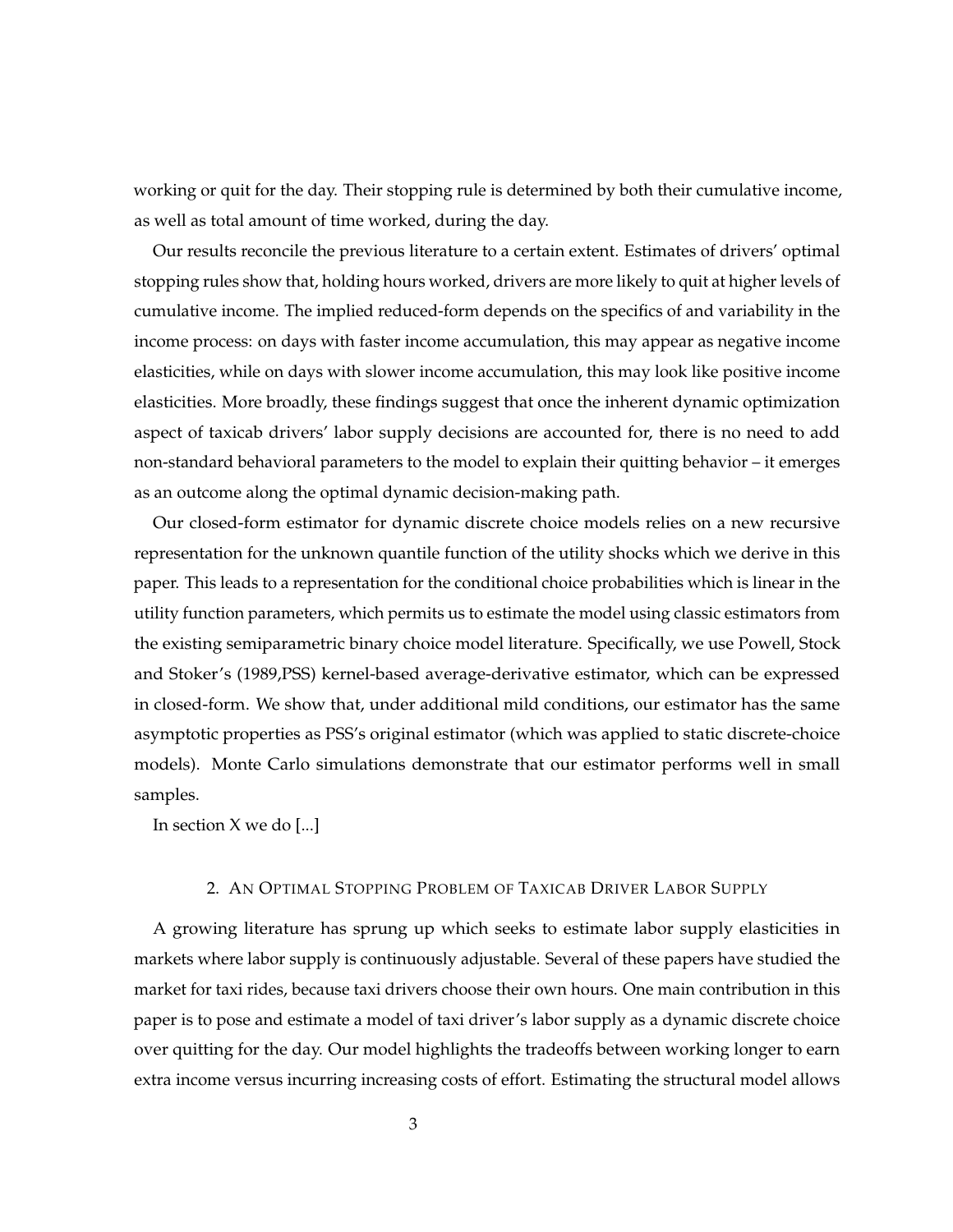working or quit for the day. Their stopping rule is determined by both their cumulative income, as well as total amount of time worked, during the day.

Our results reconcile the previous literature to a certain extent. Estimates of drivers' optimal stopping rules show that, holding hours worked, drivers are more likely to quit at higher levels of cumulative income. The implied reduced-form depends on the specifics of and variability in the income process: on days with faster income accumulation, this may appear as negative income elasticities, while on days with slower income accumulation, this may look like positive income elasticities. More broadly, these findings suggest that once the inherent dynamic optimization aspect of taxicab drivers' labor supply decisions are accounted for, there is no need to add non-standard behavioral parameters to the model to explain their quitting behavior – it emerges as an outcome along the optimal dynamic decision-making path.

Our closed-form estimator for dynamic discrete choice models relies on a new recursive representation for the unknown quantile function of the utility shocks which we derive in this paper. This leads to a representation for the conditional choice probabilities which is linear in the utility function parameters, which permits us to estimate the model using classic estimators from the existing semiparametric binary choice model literature. Specifically, we use Powell, Stock and Stoker's (1989,PSS) kernel-based average-derivative estimator, which can be expressed in closed-form. We show that, under additional mild conditions, our estimator has the same asymptotic properties as PSS's original estimator (which was applied to static discrete-choice models). Monte Carlo simulations demonstrate that our estimator performs well in small samples.

In section X we do [...]

## 2. An Optimal Stopping Problem of Taxicab Driver Labor Supply

A growing literature has sprung up which seeks to estimate labor supply elasticities in markets where labor supply is continuously adjustable. Several of these papers have studied the market for taxi rides, because taxi drivers choose their own hours. One main contribution in this paper is to pose and estimate a model of taxi driver's labor supply as a dynamic discrete choice over quitting for the day. Our model highlights the tradeoffs between working longer to earn extra income versus incurring increasing costs of effort. Estimating the structural model allows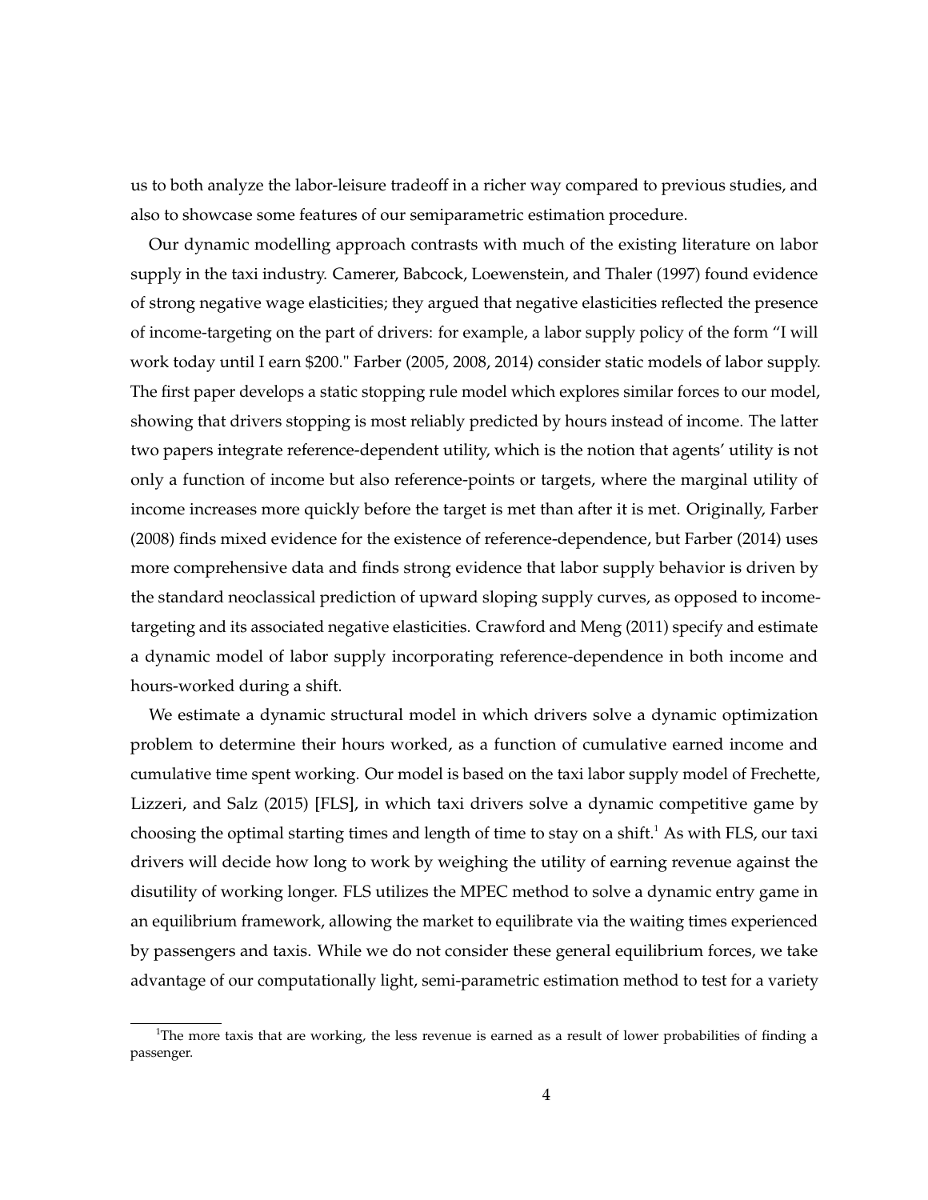us to both analyze the labor-leisure tradeoff in a richer way compared to previous studies, and also to showcase some features of our semiparametric estimation procedure.

Our dynamic modelling approach contrasts with much of the existing literature on labor supply in the taxi industry. Camerer, Babcock, Loewenstein, and Thaler (1997) found evidence of strong negative wage elasticities; they argued that negative elasticities reflected the presence of income-targeting on the part of drivers: for example, a labor supply policy of the form "I will work today until I earn $200." Farber (2005, 2008, 2014) consider static models of labor supply. The first paper develops a static stopping rule model which explores similar forces to our model, showing that drivers stopping is most reliably predicted by hours instead of income. The latter two papers integrate reference-dependent utility, which is the notion that agents' utility is not only a function of income but also reference-points or targets, where the marginal utility of income increases more quickly before the target is met than after it is met. Originally, Farber (2008) finds mixed evidence for the existence of reference-dependence, but Farber (2014) uses more comprehensive data and finds strong evidence that labor supply behavior is driven by the standard neoclassical prediction of upward sloping supply curves, as opposed to income-targeting and its associated negative elasticities. Crawford and Meng (2011) specify and estimate a dynamic model of labor supply incorporating reference-dependence in both income and hours-worked during a shift.

We estimate a dynamic structural model in which drivers solve a dynamic optimization problem to determine their hours worked, as a function of cumulative earned income and cumulative time spent working. Our model is based on the taxi labor supply model of Frechette, Lizzeri, and Salz (2015) [FLS], in which taxi drivers solve a dynamic competitive game by choosing the optimal starting times and length of time to stay on a shift.[1] As with FLS, our taxi drivers will decide how long to work by weighing the utility of earning revenue against the disutility of working longer. FLS utilizes the MPEC method to solve a dynamic entry game in an equilibrium framework, allowing the market to equilibrate via the waiting times experienced by passengers and taxis. While we do not consider these general equilibrium forces, we take advantage of our computationally light, semi-parametric estimation method to test for a variety

[1] The more taxis that are working, the less revenue is earned as a result of lower probabilities of finding a passenger.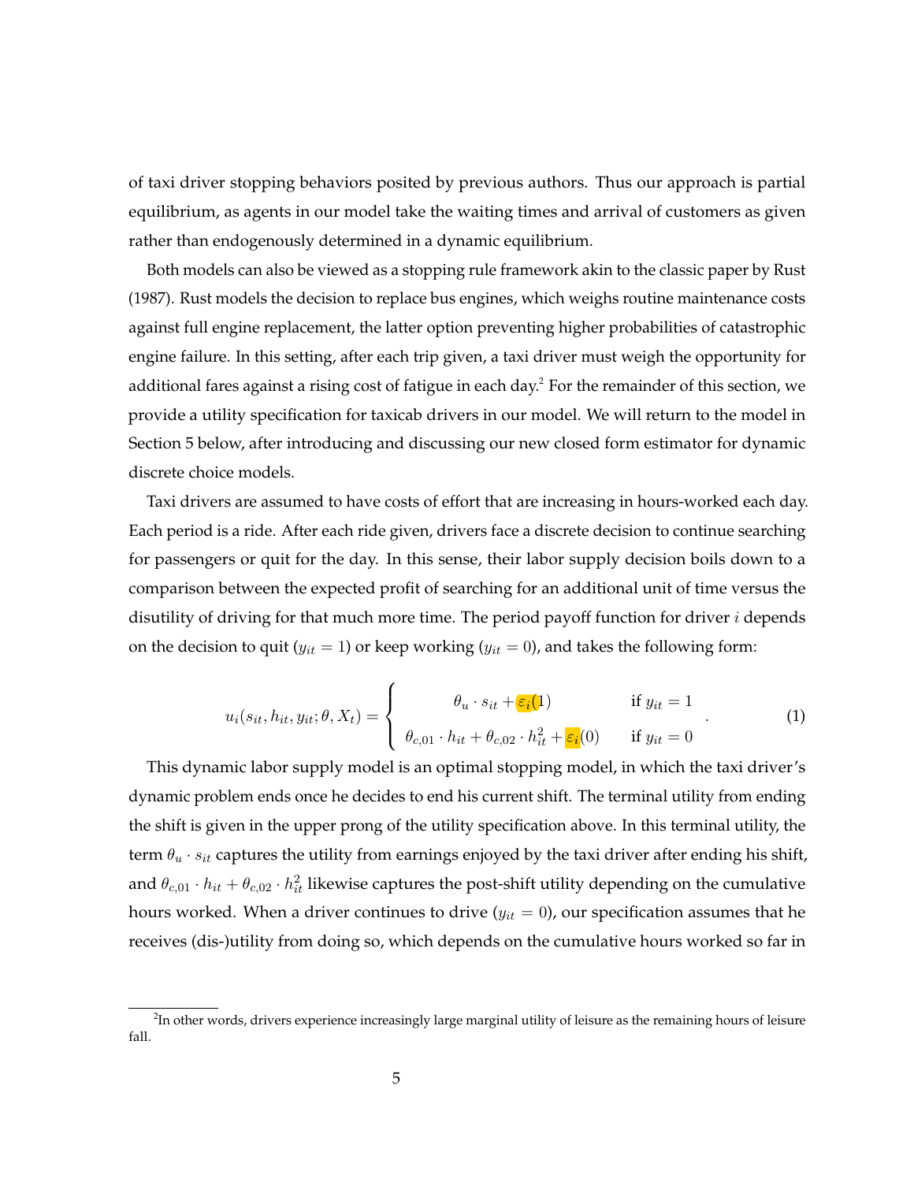of taxi driver stopping behaviors posited by previous authors. Thus our approach is partial equilibrium, as agents in our model take the waiting times and arrival of customers as given rather than endogenously determined in a dynamic equilibrium.

Both models can also be viewed as a stopping rule framework akin to the classic paper by Rust (1987). Rust models the decision to replace bus engines, which weighs routine maintenance costs against full engine replacement, the latter option preventing higher probabilities of catastrophic engine failure. In this setting, after each trip given, a taxi driver must weigh the opportunity for additional fares against a rising cost of fatigue in each day.[2] For the remainder of this section, we provide a utility specification for taxicab drivers in our model. We will return to the model in Section 5 below, after introducing and discussing our new closed form estimator for dynamic discrete choice models.

Taxi drivers are assumed to have costs of effort that are increasing in hours-worked each day. Each period is a ride. After each ride given, drivers face a discrete decision to continue searching for passengers or quit for the day. In this sense, their labor supply decision boils down to a comparison between the expected profit of searching for an additional unit of time versus the disutility of driving for that much more time. The period payoff function for driver $i$ depends on the decision to quit ($y_{it} = 1$) or keep working ($y_{it} = 0$), and takes the following form:

$$u_i(s_{it}, h_{it}, y_{it}; \theta, X_t) = \begin{cases} \theta_u \cdot s_{it} + \varepsilon_i(1) & \text{if } y_{it} = 1 \\ \theta_{c,01} \cdot h_{it} + \theta_{c,02} \cdot h_{it}^2 + \varepsilon_i(0) & \text{if } y_{it} = 0 \end{cases}. \tag{1}$$

This dynamic labor supply model is an optimal stopping model, in which the taxi driver's dynamic problem ends once he decides to end his current shift. The terminal utility from ending the shift is given in the upper prong of the utility specification above. In this terminal utility, the term $\theta_u \cdot s_{it}$ captures the utility from earnings enjoyed by the taxi driver after ending his shift, and $\theta_{c,01} \cdot h_{it} + \theta_{c,02} \cdot h_{it}^2$ likewise captures the post-shift utility depending on the cumulative hours worked. When a driver continues to drive ($y_{it} = 0$), our specification assumes that he receives (dis-)utility from doing so, which depends on the cumulative hours worked so far in

[2] In other words, drivers experience increasingly large marginal utility of leisure as the remaining hours of leisure fall.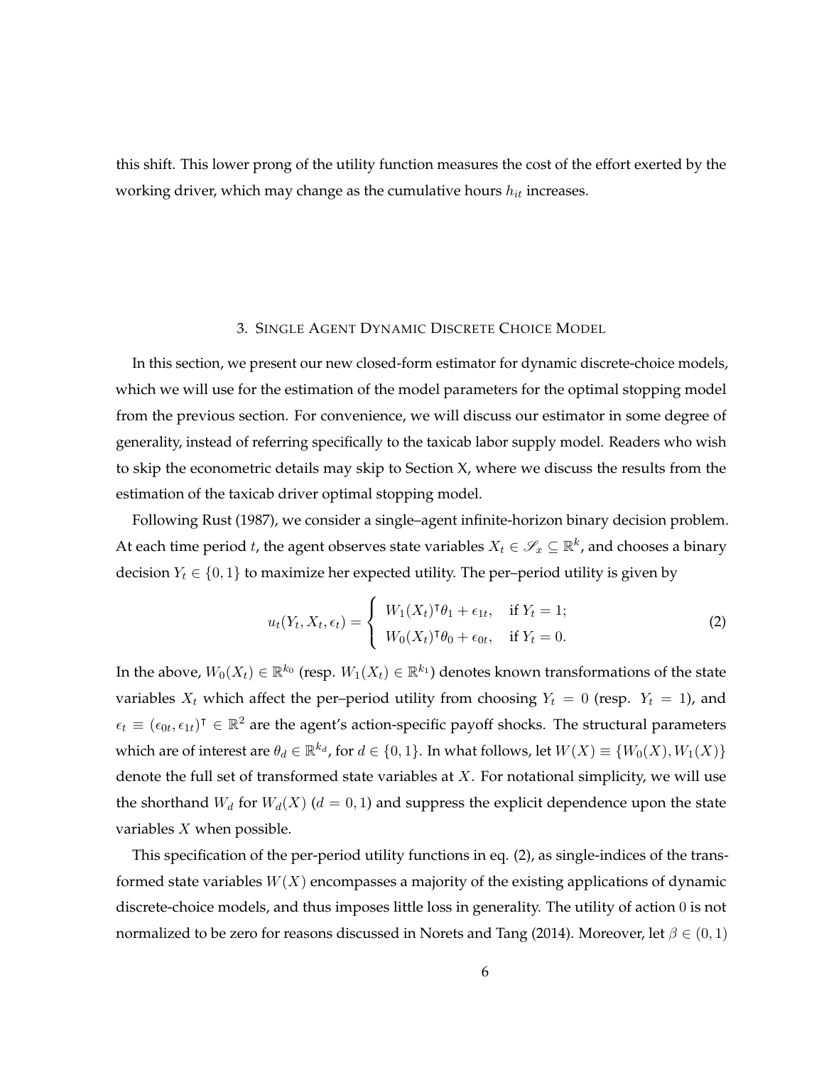this shift. This lower prong of the utility function measures the cost of the effort exerted by the working driver, which may change as the cumulative hours $h_{it}$ increases.

## 3. Single Agent Dynamic Discrete Choice Model

In this section, we present our new closed-form estimator for dynamic discrete-choice models, which we will use for the estimation of the model parameters for the optimal stopping model from the previous section. For convenience, we will discuss our estimator in some degree of generality, instead of referring specifically to the taxicab labor supply model. Readers who wish to skip the econometric details may skip to Section X, where we discuss the results from the estimation of the taxicab driver optimal stopping model.

Following Rust (1987), we consider a single–agent infinite-horizon binary decision problem. At each time period $t$, the agent observes state variables $X_t \in \mathscr{S}_x \subseteq \mathbb{R}^k$, and chooses a binary decision $Y_t \in \{0, 1\}$ to maximize her expected utility. The per–period utility is given by

$$u_t(Y_t, X_t, \epsilon_t) = \begin{cases} W_1(X_t)^\intercal \theta_1 + \epsilon_{1t}, & \text{if } Y_t = 1; \\ W_0(X_t)^\intercal \theta_0 + \epsilon_{0t}, & \text{if } Y_t = 0. \end{cases} \tag{2}$$

In the above, $W_0(X_t) \in \mathbb{R}^{k_0}$ (resp. $W_1(X_t) \in \mathbb{R}^{k_1}$) denotes known transformations of the state variables $X_t$ which affect the per–period utility from choosing $Y_t = 0$ (resp. $Y_t = 1$), and $\epsilon_t \equiv (\epsilon_{0t}, \epsilon_{1t})^\intercal \in \mathbb{R}^2$ are the agent's action-specific payoff shocks. The structural parameters which are of interest are $\theta_d \in \mathbb{R}^{k_d}$, for $d \in \{0, 1\}$. In what follows, let $W(X) \equiv \{W_0(X), W_1(X)\}$ denote the full set of transformed state variables at $X$. For notational simplicity, we will use the shorthand $W_d$ for $W_d(X)$ ($d = 0, 1$) and suppress the explicit dependence upon the state variables $X$ when possible.

This specification of the per-period utility functions in eq. (2), as single-indices of the transformed state variables $W(X)$ encompasses a majority of the existing applications of dynamic discrete-choice models, and thus imposes little loss in generality. The utility of action 0 is not normalized to be zero for reasons discussed in Norets and Tang (2014). Moreover, let $\beta \in (0, 1)$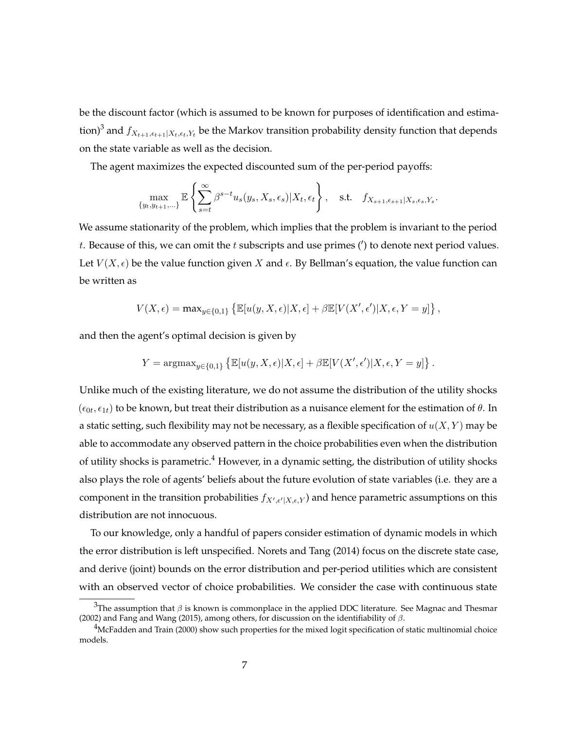be the discount factor (which is assumed to be known for purposes of identification and estimation)[3] and $f_{X_{t+1},\epsilon_{t+1}|X_t,\epsilon_t,Y_t}$ be the Markov transition probability density function that depends on the state variable as well as the decision.

The agent maximizes the expected discounted sum of the per-period payoffs:

$$\max_{\{y_t,y_{t+1},\ldots\}} \mathbb{E}\left\{\sum_{s=t}^{\infty} \beta^{s-t} u_s(y_s, X_s, \epsilon_s)|X_t, \epsilon_t\right\}, \quad \text{s.t.} \quad f_{X_{s+1},\epsilon_{s+1}|X_s,\epsilon_s,Y_s}.$$

We assume stationarity of the problem, which implies that the problem is invariant to the period $t$. Because of this, we can omit the $t$ subscripts and use primes ($'$) to denote next period values. Let $V(X,\epsilon)$ be the value function given $X$ and $\epsilon$. By Bellman's equation, the value function can be written as

$$V(X,\epsilon) = \max_{y\in\{0,1\}} \left\{\mathbb{E}[u(y,X,\epsilon)|X,\epsilon] + \beta\mathbb{E}[V(X',\epsilon')|X,\epsilon,Y=y]\right\},$$

and then the agent's optimal decision is given by

$$Y = \operatorname{argmax}_{y\in\{0,1\}} \left\{\mathbb{E}[u(y,X,\epsilon)|X,\epsilon] + \beta\mathbb{E}[V(X',\epsilon')|X,\epsilon,Y=y]\right\}.$$

Unlike much of the existing literature, we do not assume the distribution of the utility shocks $(\epsilon_{0t}, \epsilon_{1t})$ to be known, but treat their distribution as a nuisance element for the estimation of $\theta$. In a static setting, such flexibility may not be necessary, as a flexible specification of $u(X,Y)$ may be able to accommodate any observed pattern in the choice probabilities even when the distribution of utility shocks is parametric.[4] However, in a dynamic setting, the distribution of utility shocks also plays the role of agents' beliefs about the future evolution of state variables (i.e. they are a component in the transition probabilities $f_{X',\epsilon'|X,\epsilon,Y}$) and hence parametric assumptions on this distribution are not innocuous.

To our knowledge, only a handful of papers consider estimation of dynamic models in which the error distribution is left unspecified. Norets and Tang (2014) focus on the discrete state case, and derive (joint) bounds on the error distribution and per-period utilities which are consistent with an observed vector of choice probabilities. We consider the case with continuous state

[3] The assumption that $\beta$ is known is commonplace in the applied DDC literature. See Magnac and Thesmar (2002) and Fang and Wang (2015), among others, for discussion on the identifiability of $\beta$.

[4] McFadden and Train (2000) show such properties for the mixed logit specification of static multinomial choice models.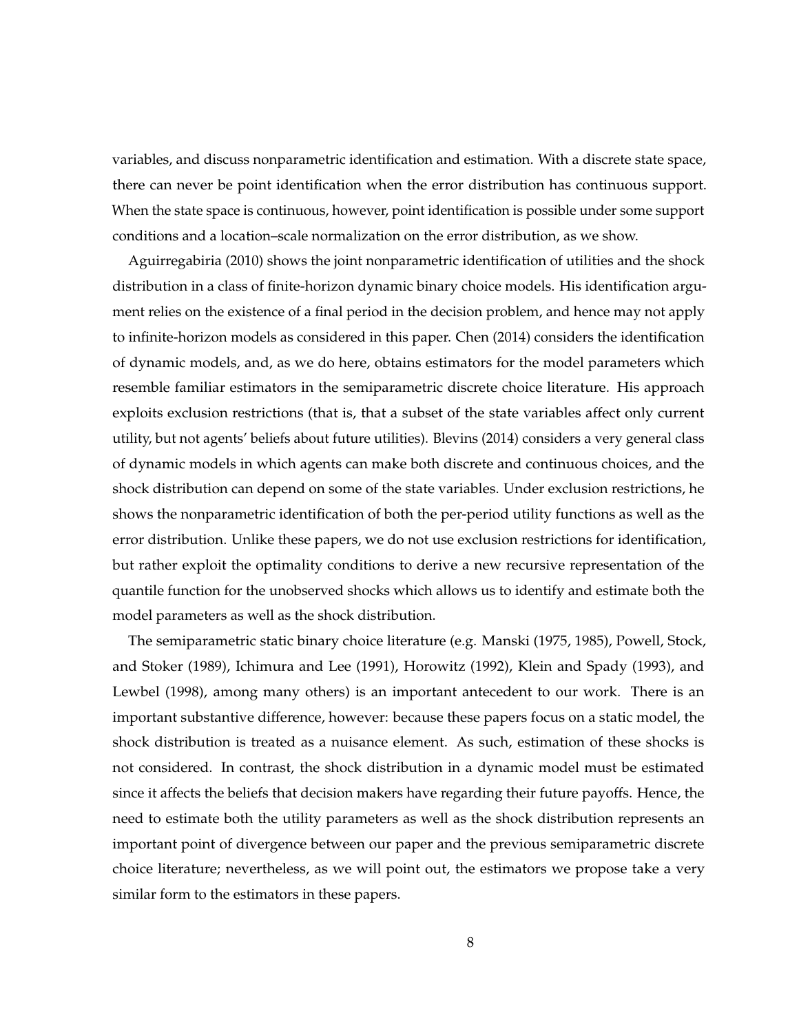variables, and discuss nonparametric identification and estimation. With a discrete state space, there can never be point identification when the error distribution has continuous support. When the state space is continuous, however, point identification is possible under some support conditions and a location–scale normalization on the error distribution, as we show.

Aguirregabiria (2010) shows the joint nonparametric identification of utilities and the shock distribution in a class of finite-horizon dynamic binary choice models. His identification argument relies on the existence of a final period in the decision problem, and hence may not apply to infinite-horizon models as considered in this paper. Chen (2014) considers the identification of dynamic models, and, as we do here, obtains estimators for the model parameters which resemble familiar estimators in the semiparametric discrete choice literature. His approach exploits exclusion restrictions (that is, that a subset of the state variables affect only current utility, but not agents' beliefs about future utilities). Blevins (2014) considers a very general class of dynamic models in which agents can make both discrete and continuous choices, and the shock distribution can depend on some of the state variables. Under exclusion restrictions, he shows the nonparametric identification of both the per-period utility functions as well as the error distribution. Unlike these papers, we do not use exclusion restrictions for identification, but rather exploit the optimality conditions to derive a new recursive representation of the quantile function for the unobserved shocks which allows us to identify and estimate both the model parameters as well as the shock distribution.

The semiparametric static binary choice literature (e.g. Manski (1975, 1985), Powell, Stock, and Stoker (1989), Ichimura and Lee (1991), Horowitz (1992), Klein and Spady (1993), and Lewbel (1998), among many others) is an important antecedent to our work. There is an important substantive difference, however: because these papers focus on a static model, the shock distribution is treated as a nuisance element. As such, estimation of these shocks is not considered. In contrast, the shock distribution in a dynamic model must be estimated since it affects the beliefs that decision makers have regarding their future payoffs. Hence, the need to estimate both the utility parameters as well as the shock distribution represents an important point of divergence between our paper and the previous semiparametric discrete choice literature; nevertheless, as we will point out, the estimators we propose take a very similar form to the estimators in these papers.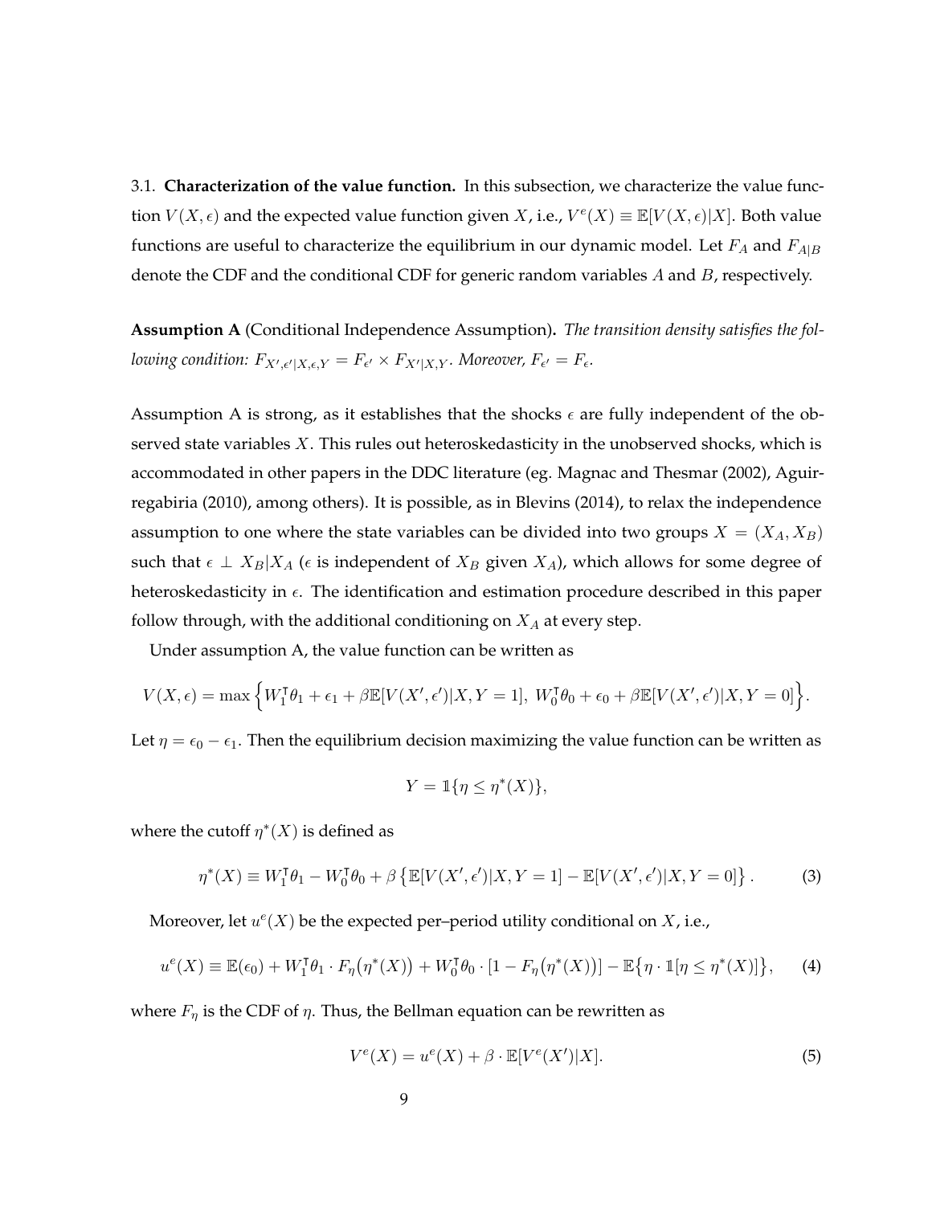3.1. **Characterization of the value function.** In this subsection, we characterize the value function $V(X, \epsilon)$ and the expected value function given $X$, i.e., $V^e(X) \equiv \mathbb{E}[V(X, \epsilon)|X]$. Both value functions are useful to characterize the equilibrium in our dynamic model. Let $F_A$ and $F_{A|B}$ denote the CDF and the conditional CDF for generic random variables $A$ and $B$, respectively.

**Assumption A** (Conditional Independence Assumption)**.** *The transition density satisfies the following condition: $F_{X',\epsilon'|X,\epsilon,Y} = F_{\epsilon'} \times F_{X'|X,Y}$. Moreover, $F_{\epsilon'} = F_{\epsilon}$.*

Assumption A is strong, as it establishes that the shocks $\epsilon$ are fully independent of the observed state variables $X$. This rules out heteroskedasticity in the unobserved shocks, which is accommodated in other papers in the DDC literature (eg. Magnac and Thesmar (2002), Aguirregabiria (2010), among others). It is possible, as in Blevins (2014), to relax the independence assumption to one where the state variables can be divided into two groups $X = (X_A, X_B)$ such that $\epsilon \perp X_B | X_A$ ($\epsilon$ is independent of $X_B$ given $X_A$), which allows for some degree of heteroskedasticity in $\epsilon$. The identification and estimation procedure described in this paper follow through, with the additional conditioning on $X_A$ at every step.

Under assumption A, the value function can be written as

$$V(X, \epsilon) = \max\Big\{W_1^{\intercal}\theta_1 + \epsilon_1 + \beta\mathbb{E}[V(X', \epsilon')|X, Y = 1],\ W_0^{\intercal}\theta_0 + \epsilon_0 + \beta\mathbb{E}[V(X', \epsilon')|X, Y = 0]\Big\}.$$

Let $\eta = \epsilon_0 - \epsilon_1$. Then the equilibrium decision maximizing the value function can be written as

$$Y = \mathbb{1}\{\eta \leq \eta^*(X)\},$$

where the cutoff $\eta^*(X)$ is defined as

$$\eta^*(X) \equiv W_1^{\intercal}\theta_1 - W_0^{\intercal}\theta_0 + \beta\left\{\mathbb{E}[V(X', \epsilon')|X, Y = 1] - \mathbb{E}[V(X', \epsilon')|X, Y = 0]\right\}. \tag{3}$$

Moreover, let $u^e(X)$ be the expected per–period utility conditional on $X$, i.e.,

$$u^e(X) \equiv \mathbb{E}(\epsilon_0) + W_1^{\intercal}\theta_1 \cdot F_\eta\big(\eta^*(X)\big) + W_0^{\intercal}\theta_0 \cdot [1 - F_\eta\big(\eta^*(X)\big)] - \mathbb{E}\big\{\eta \cdot \mathbb{1}[\eta \leq \eta^*(X)]\big\}, \tag{4}$$

where $F_\eta$ is the CDF of $\eta$. Thus, the Bellman equation can be rewritten as

$$V^e(X) = u^e(X) + \beta \cdot \mathbb{E}[V^e(X')|X]. \tag{5}$$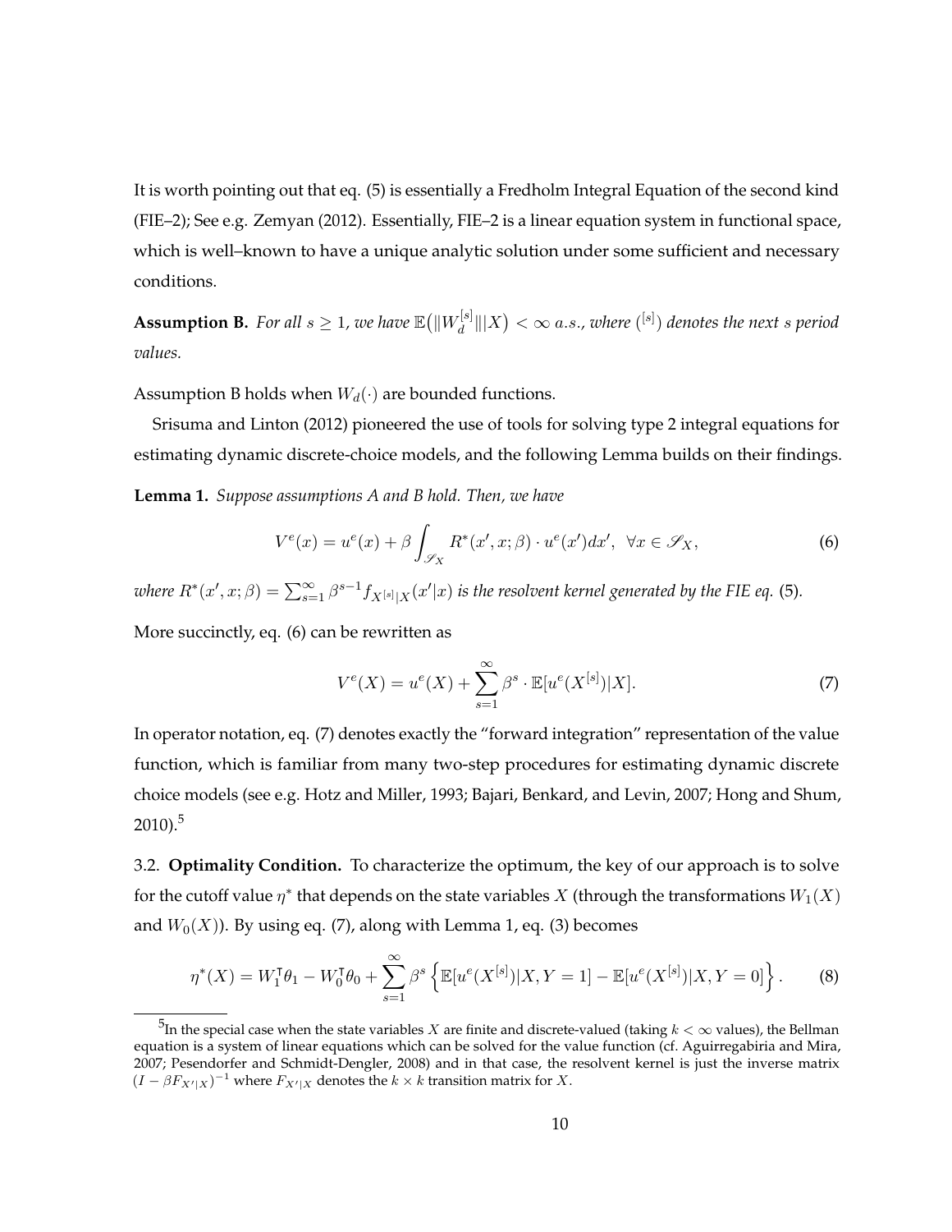It is worth pointing out that eq. (5) is essentially a Fredholm Integral Equation of the second kind (FIE–2); See e.g. Zemyan (2012). Essentially, FIE–2 is a linear equation system in functional space, which is well–known to have a unique analytic solution under some sufficient and necessary conditions.

**Assumption B.** *For all $s \geq 1$, we have $\mathbb{E}\big(\|W_d^{[s]}\| | X\big) < \infty \; a.s.$, where $(^{[s]})$ denotes the next $s$ period values.*

Assumption B holds when $W_d(\cdot)$ are bounded functions.

Srisuma and Linton (2012) pioneered the use of tools for solving type 2 integral equations for estimating dynamic discrete-choice models, and the following Lemma builds on their findings.

**Lemma 1.** *Suppose assumptions A and B hold. Then, we have*

$$V^e(x) = u^e(x) + \beta \int_{\mathscr{S}_X} R^*(x', x; \beta) \cdot u^e(x') dx', \;\; \forall x \in \mathscr{S}_X, \tag{6}$$

*where $R^*(x', x; \beta) = \sum_{s=1}^{\infty} \beta^{s-1} f_{X^{[s]}|X}(x'|x)$ is the resolvent kernel generated by the FIE eq. (5).*

More succinctly, eq. (6) can be rewritten as

$$V^e(X) = u^e(X) + \sum_{s=1}^{\infty} \beta^s \cdot \mathbb{E}[u^e(X^{[s]})|X]. \tag{7}$$

In operator notation, eq. (7) denotes exactly the "forward integration" representation of the value function, which is familiar from many two-step procedures for estimating dynamic discrete choice models (see e.g. Hotz and Miller, 1993; Bajari, Benkard, and Levin, 2007; Hong and Shum, 2010).[5]

3.2. **Optimality Condition.** To characterize the optimum, the key of our approach is to solve for the cutoff value $\eta^*$ that depends on the state variables $X$ (through the transformations $W_1(X)$ and $W_0(X)$). By using eq. (7), along with Lemma 1, eq. (3) becomes

$$\eta^*(X) = W_1^{\intercal}\theta_1 - W_0^{\intercal}\theta_0 + \sum_{s=1}^{\infty} \beta^s \left\{ \mathbb{E}[u^e(X^{[s]})|X, Y = 1] - \mathbb{E}[u^e(X^{[s]})|X, Y = 0] \right\}. \tag{8}$$

[5]In the special case when the state variables $X$ are finite and discrete-valued (taking $k < \infty$ values), the Bellman equation is a system of linear equations which can be solved for the value function (cf. Aguirregabiria and Mira, 2007; Pesendorfer and Schmidt-Dengler, 2008) and in that case, the resolvent kernel is just the inverse matrix $(I - \beta F_{X'|X})^{-1}$ where $F_{X'|X}$ denotes the $k \times k$ transition matrix for $X$.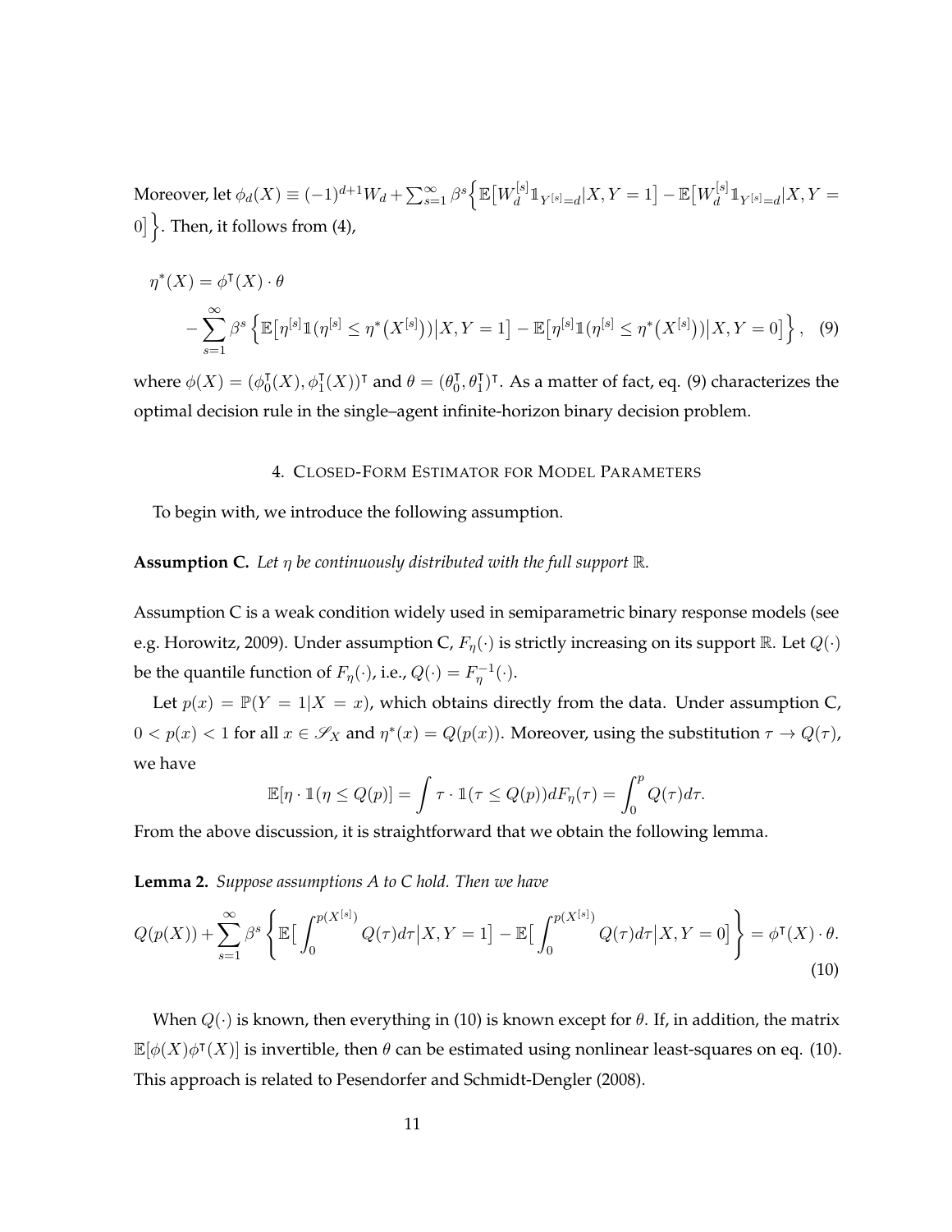Moreover, let $\phi_d(X) \equiv (-1)^{d+1} W_d + \sum_{s=1}^{\infty} \beta^s \Big\{ \mathbb{E}\big[W_d^{[s]} \mathbb{1}_{Y^{[s]}=d} | X, Y=1\big] - \mathbb{E}\big[W_d^{[s]} \mathbb{1}_{Y^{[s]}=d} | X, Y = 0\big] \Big\}$. Then, it follows from (4),

$$
\begin{aligned}
\eta^*(X) &= \phi^\intercal(X) \cdot \theta \\
&\quad - \sum_{s=1}^{\infty} \beta^s \left\{ \mathbb{E}\big[\eta^{[s]} \mathbb{1}(\eta^{[s]} \leq \eta^*\big(X^{[s]}\big))\big| X, Y=1\big] - \mathbb{E}\big[\eta^{[s]} \mathbb{1}(\eta^{[s]} \leq \eta^*\big(X^{[s]}\big))\big| X, Y=0\big] \right\}, \quad (9)
\end{aligned}
$$

where $\phi(X) = (\phi_0^\intercal(X), \phi_1^\intercal(X))^\intercal$ and $\theta = (\theta_0^\intercal, \theta_1^\intercal)^\intercal$. As a matter of fact, eq. (9) characterizes the optimal decision rule in the single–agent infinite-horizon binary decision problem.

## 4. Closed-Form Estimator for Model Parameters

To begin with, we introduce the following assumption.

**Assumption C.** *Let $\eta$ be continuously distributed with the full support $\mathbb{R}$.*

Assumption C is a weak condition widely used in semiparametric binary response models (see e.g. Horowitz, 2009). Under assumption C, $F_\eta(\cdot)$ is strictly increasing on its support $\mathbb{R}$. Let $Q(\cdot)$ be the quantile function of $F_\eta(\cdot)$, i.e., $Q(\cdot) = F_\eta^{-1}(\cdot)$.

Let $p(x) = \mathbb{P}(Y = 1 | X = x)$, which obtains directly from the data. Under assumption C, $0 < p(x) < 1$ for all $x \in \mathscr{S}_X$ and $\eta^*(x) = Q(p(x))$. Moreover, using the substitution $\tau \to Q(\tau)$, we have

$$
\mathbb{E}[\eta \cdot \mathbb{1}(\eta \leq Q(p)] = \int \tau \cdot \mathbb{1}(\tau \leq Q(p)) dF_\eta(\tau) = \int_0^p Q(\tau) d\tau.
$$

From the above discussion, it is straightforward that we obtain the following lemma.

**Lemma 2.** *Suppose assumptions A to C hold. Then we have*

$$
Q(p(X)) + \sum_{s=1}^{\infty} \beta^s \left\{ \mathbb{E}\big[ \int_0^{p(X^{[s]})} Q(\tau) d\tau \big| X, Y=1\big] - \mathbb{E}\big[ \int_0^{p(X^{[s]})} Q(\tau) d\tau \big| X, Y=0\big] \right\} = \phi^\intercal(X) \cdot \theta. \quad (10)
$$

When $Q(\cdot)$ is known, then everything in (10) is known except for $\theta$. If, in addition, the matrix $\mathbb{E}[\phi(X)\phi^\intercal(X)]$ is invertible, then $\theta$ can be estimated using nonlinear least-squares on eq. (10). This approach is related to Pesendorfer and Schmidt-Dengler (2008).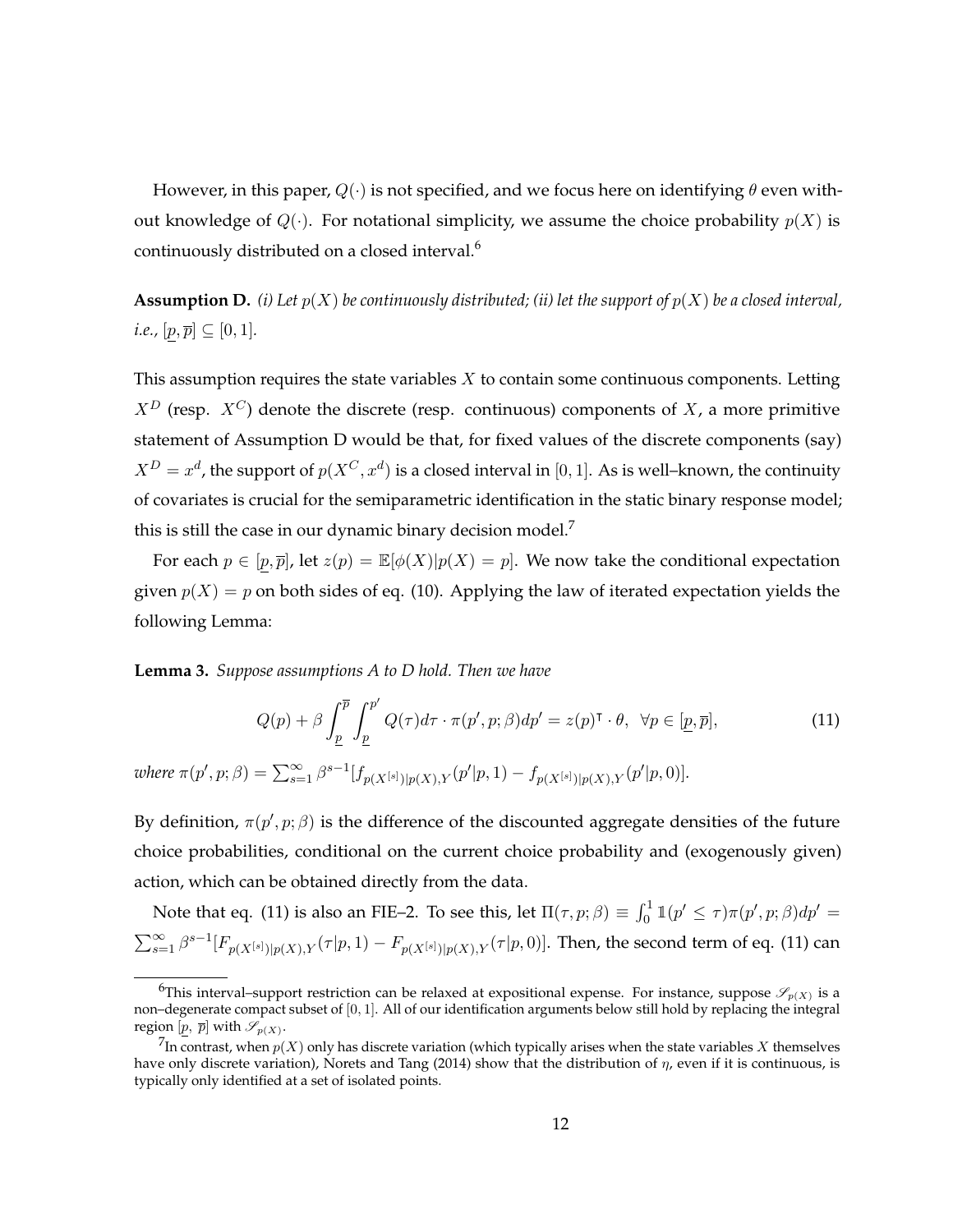However, in this paper, $Q(\cdot)$ is not specified, and we focus here on identifying $\theta$ even without knowledge of $Q(\cdot)$. For notational simplicity, we assume the choice probability $p(X)$ is continuously distributed on a closed interval.[6]

**Assumption D.** *(i) Let $p(X)$ be continuously distributed; (ii) let the support of $p(X)$ be a closed interval, i.e., $[\underline{p}, \overline{p}] \subseteq [0, 1]$.*

This assumption requires the state variables $X$ to contain some continuous components. Letting $X^D$ (resp. $X^C$) denote the discrete (resp. continuous) components of $X$, a more primitive statement of Assumption D would be that, for fixed values of the discrete components (say) $X^D = x^d$, the support of $p(X^C, x^d)$ is a closed interval in $[0, 1]$. As is well–known, the continuity of covariates is crucial for the semiparametric identification in the static binary response model; this is still the case in our dynamic binary decision model.[7]

For each $p \in [\underline{p}, \overline{p}]$, let $z(p) = \mathbb{E}[\phi(X)|p(X) = p]$. We now take the conditional expectation given $p(X) = p$ on both sides of eq. (10). Applying the law of iterated expectation yields the following Lemma:

**Lemma 3.** *Suppose assumptions A to D hold. Then we have*

$$Q(p) + \beta \int_{\underline{p}}^{\overline{p}} \int_{\underline{p}}^{p'} Q(\tau) d\tau \cdot \pi(p', p; \beta) dp' = z(p)^{\intercal} \cdot \theta, \ \ \forall p \in [\underline{p}, \overline{p}], \tag{11}$$

*where* $\pi(p', p; \beta) = \sum_{s=1}^{\infty} \beta^{s-1} [f_{p(X^{[s]})|p(X),Y}(p'|p, 1) - f_{p(X^{[s]})|p(X),Y}(p'|p, 0)]$.

By definition, $\pi(p', p; \beta)$ is the difference of the discounted aggregate densities of the future choice probabilities, conditional on the current choice probability and (exogenously given) action, which can be obtained directly from the data.

Note that eq. (11) is also an FIE–2. To see this, let $\Pi(\tau, p; \beta) \equiv \int_0^1 \mathbb{1}(p' \leq \tau) \pi(p', p; \beta) dp' = \sum_{s=1}^{\infty} \beta^{s-1} [F_{p(X^{[s]})|p(X),Y}(\tau|p, 1) - F_{p(X^{[s]})|p(X),Y}(\tau|p, 0)]$. Then, the second term of eq. (11) can

---

[6] This interval–support restriction can be relaxed at expositional expense. For instance, suppose $\mathscr{S}_{p(X)}$ is a non–degenerate compact subset of $[0, 1]$. All of our identification arguments below still hold by replacing the integral region $[\underline{p}, \overline{p}]$ with $\mathscr{S}_{p(X)}$.

[7] In contrast, when $p(X)$ only has discrete variation (which typically arises when the state variables $X$ themselves have only discrete variation), Norets and Tang (2014) show that the distribution of $\eta$, even if it is continuous, is typically only identified at a set of isolated points.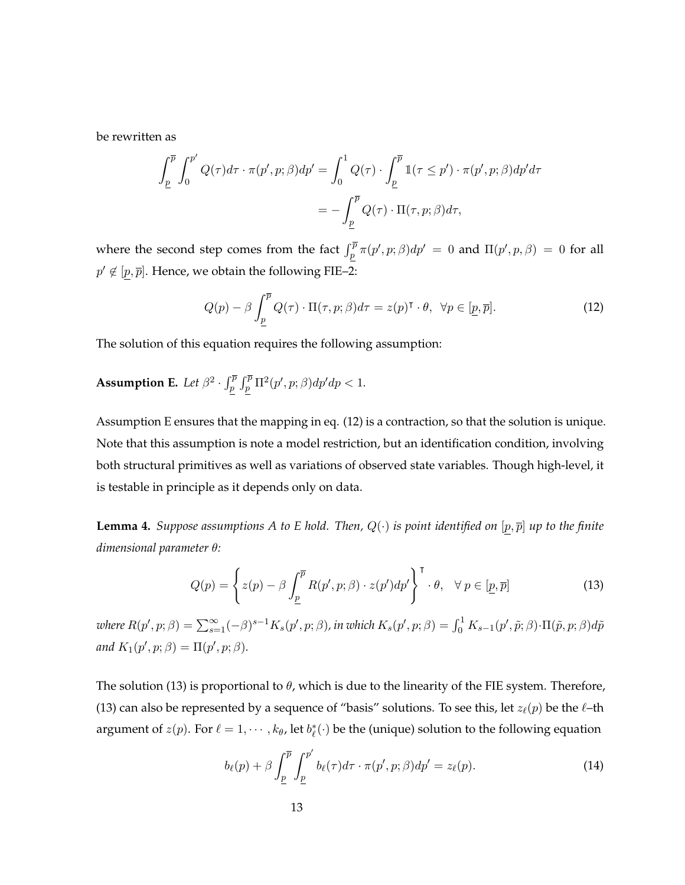be rewritten as

$$\int_{\underline{p}}^{\overline{p}} \int_{0}^{p'} Q(\tau)d\tau \cdot \pi(p', p; \beta)dp' = \int_{0}^{1} Q(\tau) \cdot \int_{\underline{p}}^{\overline{p}} \mathbb{1}(\tau \leq p') \cdot \pi(p', p; \beta)dp'd\tau$$

$$= -\int_{\underline{p}}^{\overline{p}} Q(\tau) \cdot \Pi(\tau, p; \beta)d\tau,$$

where the second step comes from the fact $\int_{\underline{p}}^{\overline{p}} \pi(p', p; \beta)dp' = 0$ and $\Pi(p', p, \beta) = 0$ for all $p' \notin [\underline{p}, \overline{p}]$. Hence, we obtain the following FIE–2:

$$Q(p) - \beta \int_{\underline{p}}^{\overline{p}} Q(\tau) \cdot \Pi(\tau, p; \beta)d\tau = z(p)^{\intercal} \cdot \theta, \;\; \forall p \in [\underline{p}, \overline{p}]. \tag{12}$$

The solution of this equation requires the following assumption:

**Assumption E.** *Let* $\beta^2 \cdot \int_{\underline{p}}^{\overline{p}} \int_{\underline{p}}^{\overline{p}} \Pi^2(p', p; \beta)dp'dp < 1$.

Assumption E ensures that the mapping in eq. (12) is a contraction, so that the solution is unique. Note that this assumption is note a model restriction, but an identification condition, involving both structural primitives as well as variations of observed state variables. Though high-level, it is testable in principle as it depends only on data.

**Lemma 4.** *Suppose assumptions A to E hold. Then, $Q(\cdot)$ is point identified on $[\underline{p}, \overline{p}]$ up to the finite dimensional parameter $\theta$:*

$$Q(p) = \left\{ z(p) - \beta \int_{\underline{p}}^{\overline{p}} R(p', p; \beta) \cdot z(p')dp' \right\}^{\intercal} \cdot \theta, \quad \forall \; p \in [\underline{p}, \overline{p}] \tag{13}$$

*where $R(p', p; \beta) = \sum_{s=1}^{\infty}(-\beta)^{s-1}K_s(p', p; \beta)$, in which $K_s(p', p; \beta) = \int_0^1 K_{s-1}(p', \tilde{p}; \beta) \cdot \Pi(\tilde{p}, p; \beta)d\tilde{p}$ and $K_1(p', p; \beta) = \Pi(p', p; \beta)$.*

The solution (13) is proportional to $\theta$, which is due to the linearity of the FIE system. Therefore, (13) can also be represented by a sequence of "basis" solutions. To see this, let $z_\ell(p)$ be the $\ell$–th argument of $z(p)$. For $\ell = 1, \cdots, k_\theta$, let $b^*_\ell(\cdot)$ be the (unique) solution to the following equation

$$b_\ell(p) + \beta \int_{\underline{p}}^{\overline{p}} \int_{\underline{p}}^{p'} b_\ell(\tau)d\tau \cdot \pi(p', p; \beta)dp' = z_\ell(p). \tag{14}$$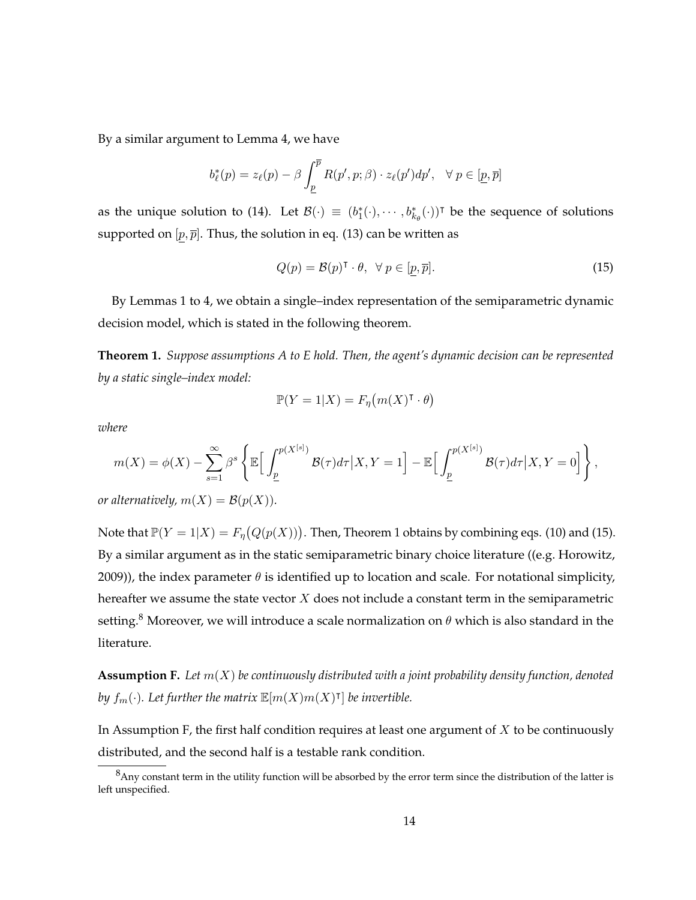By a similar argument to Lemma 4, we have

$$b_\ell^*(p) = z_\ell(p) - \beta \int_{\underline{p}}^{\overline{p}} R(p', p; \beta) \cdot z_\ell(p') dp', \quad \forall\, p \in [\underline{p}, \overline{p}]$$

as the unique solution to (14). Let $\mathcal{B}(\cdot) \equiv (b_1^*(\cdot), \cdots, b_{k_\theta}^*(\cdot))^\intercal$ be the sequence of solutions supported on $[\underline{p}, \overline{p}]$. Thus, the solution in eq. (13) can be written as

$$Q(p) = \mathcal{B}(p)^\intercal \cdot \theta, \;\; \forall\, p \in [\underline{p}, \overline{p}]. \tag{15}$$

By Lemmas 1 to 4, we obtain a single–index representation of the semiparametric dynamic decision model, which is stated in the following theorem.

**Theorem 1.** *Suppose assumptions A to E hold. Then, the agent's dynamic decision can be represented by a static single–index model:*

$$\mathbb{P}(Y = 1|X) = F_\eta\big(m(X)^\intercal \cdot \theta\big)$$

*where*

$$m(X) = \phi(X) - \sum_{s=1}^{\infty} \beta^s \left\{ \mathbb{E}\Big[ \int_{\underline{p}}^{p(X^{[s]})} \mathcal{B}(\tau) d\tau \big| X, Y = 1 \Big] - \mathbb{E}\Big[ \int_{\underline{p}}^{p(X^{[s]})} \mathcal{B}(\tau) d\tau \big| X, Y = 0 \Big] \right\},$$

*or alternatively, $m(X) = \mathcal{B}(p(X))$.*

Note that $\mathbb{P}(Y = 1|X) = F_\eta\big(Q(p(X))\big)$. Then, Theorem 1 obtains by combining eqs. (10) and (15). By a similar argument as in the static semiparametric binary choice literature ((e.g. Horowitz, 2009)), the index parameter $\theta$ is identified up to location and scale. For notational simplicity, hereafter we assume the state vector $X$ does not include a constant term in the semiparametric setting.[8] Moreover, we will introduce a scale normalization on $\theta$ which is also standard in the literature.

**Assumption F.** *Let $m(X)$ be continuously distributed with a joint probability density function, denoted by $f_m(\cdot)$. Let further the matrix $\mathbb{E}[m(X)m(X)^\intercal]$ be invertible.*

In Assumption F, the first half condition requires at least one argument of $X$ to be continuously distributed, and the second half is a testable rank condition.

[8]Any constant term in the utility function will be absorbed by the error term since the distribution of the latter is left unspecified.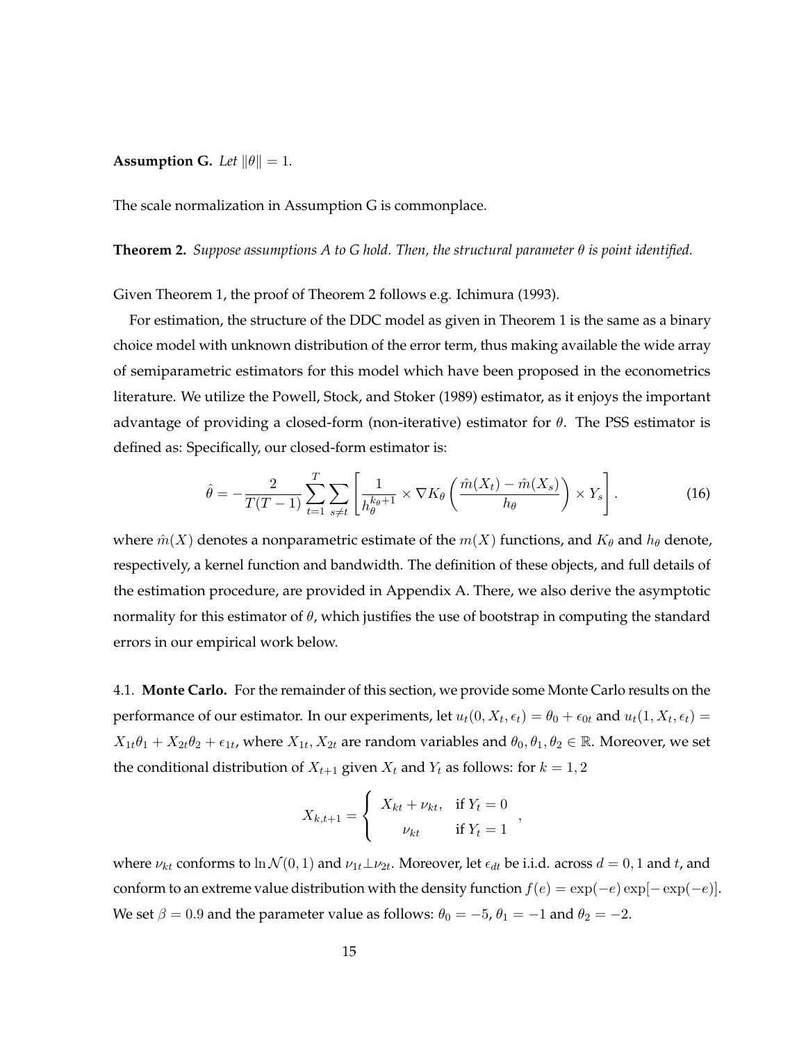**Assumption G.** *Let $\|\theta\| = 1$.*

The scale normalization in Assumption G is commonplace.

**Theorem 2.** *Suppose assumptions A to G hold. Then, the structural parameter $\theta$ is point identified.*

Given Theorem 1, the proof of Theorem 2 follows e.g. Ichimura (1993).

For estimation, the structure of the DDC model as given in Theorem 1 is the same as a binary choice model with unknown distribution of the error term, thus making available the wide array of semiparametric estimators for this model which have been proposed in the econometrics literature. We utilize the Powell, Stock, and Stoker (1989) estimator, as it enjoys the important advantage of providing a closed-form (non-iterative) estimator for $\theta$. The PSS estimator is defined as: Specifically, our closed-form estimator is:

$$\hat{\theta} = -\frac{2}{T(T-1)} \sum_{t=1}^{T} \sum_{s \neq t} \left[ \frac{1}{h_\theta^{k_\theta+1}} \times \nabla K_\theta \left( \frac{\hat{m}(X_t) - \hat{m}(X_s)}{h_\theta} \right) \times Y_s \right]. \tag{16}$$

where $\hat{m}(X)$ denotes a nonparametric estimate of the $m(X)$ functions, and $K_\theta$ and $h_\theta$ denote, respectively, a kernel function and bandwidth. The definition of these objects, and full details of the estimation procedure, are provided in Appendix A. There, we also derive the asymptotic normality for this estimator of $\theta$, which justifies the use of bootstrap in computing the standard errors in our empirical work below.

4.1. **Monte Carlo.** For the remainder of this section, we provide some Monte Carlo results on the performance of our estimator. In our experiments, let $u_t(0, X_t, \epsilon_t) = \theta_0 + \epsilon_{0t}$ and $u_t(1, X_t, \epsilon_t) = X_{1t}\theta_1 + X_{2t}\theta_2 + \epsilon_{1t}$, where $X_{1t}, X_{2t}$ are random variables and $\theta_0, \theta_1, \theta_2 \in \mathbb{R}$. Moreover, we set the conditional distribution of $X_{t+1}$ given $X_t$ and $Y_t$ as follows: for $k = 1, 2$

$$X_{k,t+1} = \begin{cases} X_{kt} + \nu_{kt}, & \text{if } Y_t = 0 \\ \nu_{kt} & \text{if } Y_t = 1 \end{cases},$$

where $\nu_{kt}$ conforms to $\ln \mathcal{N}(0, 1)$ and $\nu_{1t} \perp \nu_{2t}$. Moreover, let $\epsilon_{dt}$ be i.i.d. across $d = 0, 1$ and $t$, and conform to an extreme value distribution with the density function $f(e) = \exp(-e)\exp[-\exp(-e)]$. We set $\beta = 0.9$ and the parameter value as follows: $\theta_0 = -5$, $\theta_1 = -1$ and $\theta_2 = -2$.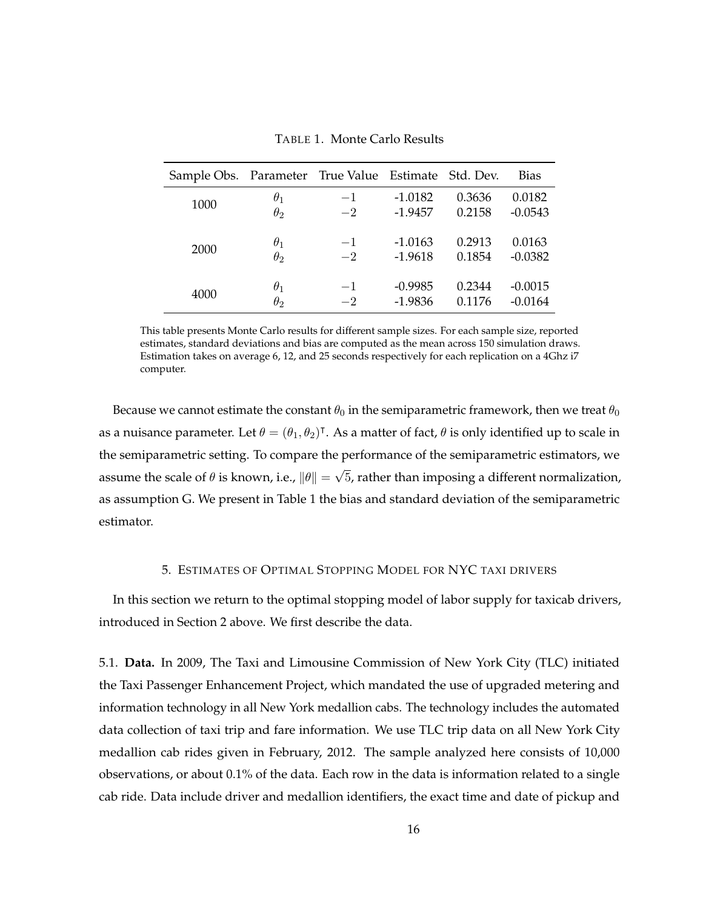TABLE 1. Monte Carlo Results

| Sample Obs. | Parameter | True Value | Estimate | Std. Dev. | Bias |
|---|---|---|---|---|---|
| 1000 | $\theta_1$ | $-1$ | -1.0182 | 0.3636 | 0.0182 |
| | $\theta_2$ | $-2$ | -1.9457 | 0.2158 | -0.0543 |
| 2000 | $\theta_1$ | $-1$ | -1.0163 | 0.2913 | 0.0163 |
| | $\theta_2$ | $-2$ | -1.9618 | 0.1854 | -0.0382 |
| 4000 | $\theta_1$ | $-1$ | -0.9985 | 0.2344 | -0.0015 |
| | $\theta_2$ | $-2$ | -1.9836 | 0.1176 | -0.0164 |

This table presents Monte Carlo results for different sample sizes. For each sample size, reported estimates, standard deviations and bias are computed as the mean across 150 simulation draws. Estimation takes on average 6, 12, and 25 seconds respectively for each replication on a 4Ghz i7 computer.

Because we cannot estimate the constant $\theta_0$ in the semiparametric framework, then we treat $\theta_0$ as a nuisance parameter. Let $\theta = (\theta_1, \theta_2)^\intercal$. As a matter of fact, $\theta$ is only identified up to scale in the semiparametric setting. To compare the performance of the semiparametric estimators, we assume the scale of $\theta$ is known, i.e., $\|\theta\| = \sqrt{5}$, rather than imposing a different normalization, as assumption G. We present in Table 1 the bias and standard deviation of the semiparametric estimator.

## 5. Estimates of Optimal Stopping Model for NYC taxi drivers

In this section we return to the optimal stopping model of labor supply for taxicab drivers, introduced in Section 2 above. We first describe the data.

5.1. **Data.** In 2009, The Taxi and Limousine Commission of New York City (TLC) initiated the Taxi Passenger Enhancement Project, which mandated the use of upgraded metering and information technology in all New York medallion cabs. The technology includes the automated data collection of taxi trip and fare information. We use TLC trip data on all New York City medallion cab rides given in February, 2012. The sample analyzed here consists of 10,000 observations, or about 0.1% of the data. Each row in the data is information related to a single cab ride. Data include driver and medallion identifiers, the exact time and date of pickup and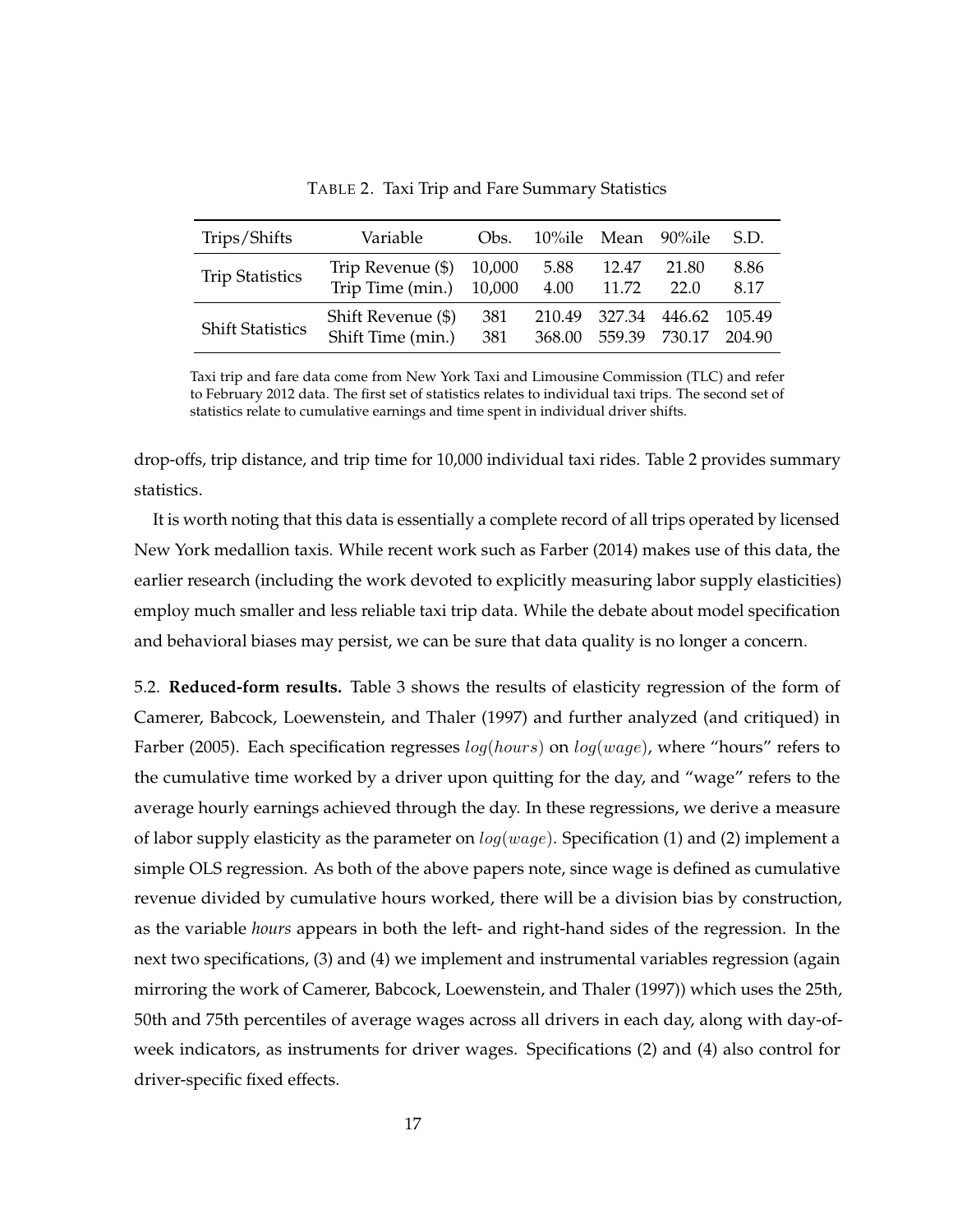TABLE 2. Taxi Trip and Fare Summary Statistics

| Trips/Shifts | Variable | Obs. | 10%ile | Mean | 90%ile | S.D. |
|---|---|---|---|---|---|---|
| Trip Statistics | Trip Revenue ($) | 10,000 | 5.88 | 12.47 | 21.80 | 8.86 |
| | Trip Time (min.) | 10,000 | 4.00 | 11.72 | 22.0 | 8.17 |
| Shift Statistics | Shift Revenue ($) | 381 | 210.49 | 327.34 | 446.62 | 105.49 |
| | Shift Time (min.) | 381 | 368.00 | 559.39 | 730.17 | 204.90 |

Taxi trip and fare data come from New York Taxi and Limousine Commission (TLC) and refer to February 2012 data. The first set of statistics relates to individual taxi trips. The second set of statistics relate to cumulative earnings and time spent in individual driver shifts.

drop-offs, trip distance, and trip time for 10,000 individual taxi rides. Table 2 provides summary statistics.

It is worth noting that this data is essentially a complete record of all trips operated by licensed New York medallion taxis. While recent work such as Farber (2014) makes use of this data, the earlier research (including the work devoted to explicitly measuring labor supply elasticities) employ much smaller and less reliable taxi trip data. While the debate about model specification and behavioral biases may persist, we can be sure that data quality is no longer a concern.

5.2. **Reduced-form results.** Table 3 shows the results of elasticity regression of the form of Camerer, Babcock, Loewenstein, and Thaler (1997) and further analyzed (and critiqued) in Farber (2005). Each specification regresses $log(hours)$ on $log(wage)$, where "hours" refers to the cumulative time worked by a driver upon quitting for the day, and "wage" refers to the average hourly earnings achieved through the day. In these regressions, we derive a measure of labor supply elasticity as the parameter on $log(wage)$. Specification (1) and (2) implement a simple OLS regression. As both of the above papers note, since wage is defined as cumulative revenue divided by cumulative hours worked, there will be a division bias by construction, as the variable *hours* appears in both the left- and right-hand sides of the regression. In the next two specifications, (3) and (4) we implement and instrumental variables regression (again mirroring the work of Camerer, Babcock, Loewenstein, and Thaler (1997)) which uses the 25th, 50th and 75th percentiles of average wages across all drivers in each day, along with day-of-week indicators, as instruments for driver wages. Specifications (2) and (4) also control for driver-specific fixed effects.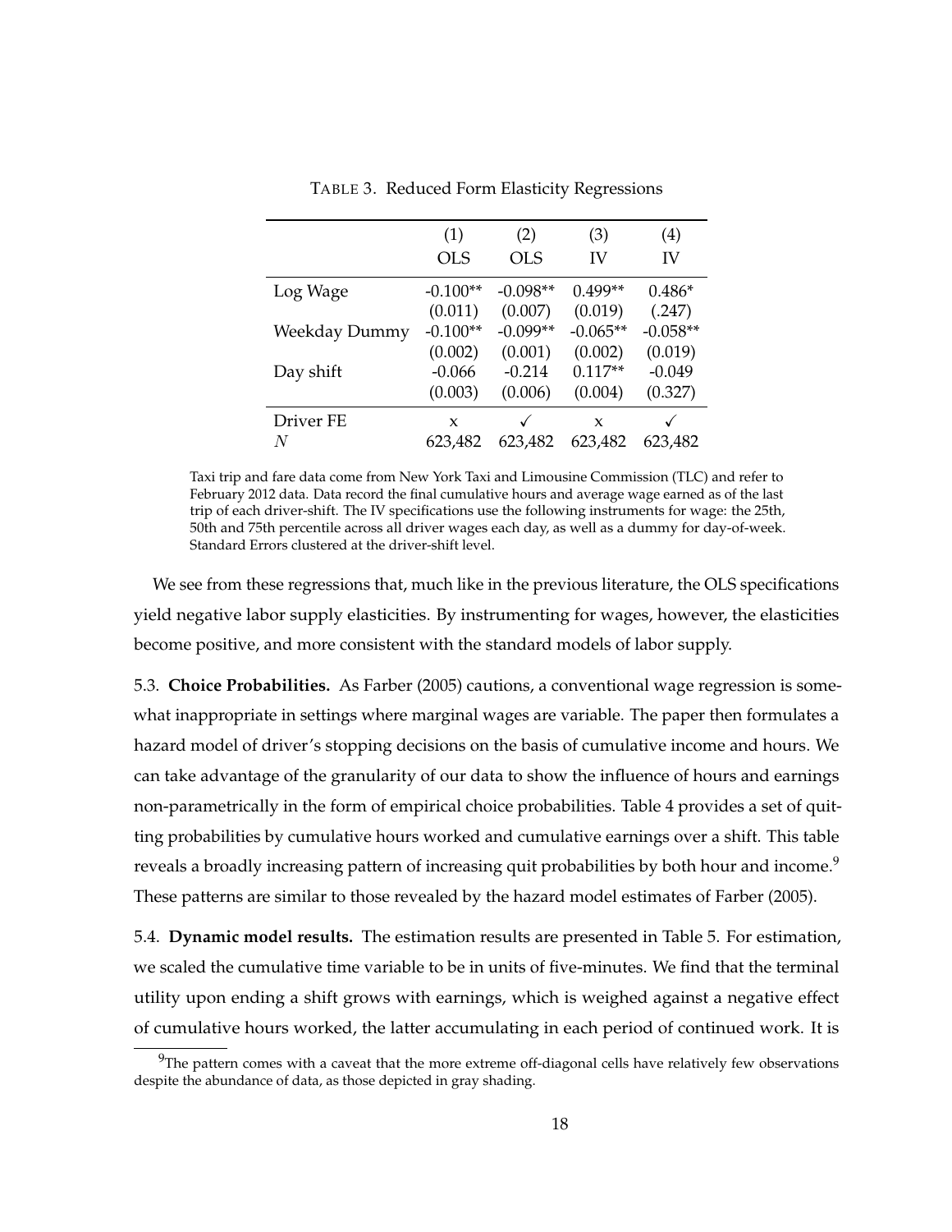TABLE 3. Reduced Form Elasticity Regressions

| | (1) OLS | (2) OLS | (3) IV | (4) IV |
|---|---|---|---|---|
| Log Wage | -0.100** | -0.098** | 0.499** | 0.486* |
| | (0.011) | (0.007) | (0.019) | (.247) |
| Weekday Dummy | -0.100** | -0.099** | -0.065** | -0.058** |
| | (0.002) | (0.001) | (0.002) | (0.019) |
| Day shift | -0.066 | -0.214 | 0.117** | -0.049 |
| | (0.003) | (0.006) | (0.004) | (0.327) |
| Driver FE | x | ✓ | x | ✓ |
| $N$ | 623,482 | 623,482 | 623,482 | 623,482 |

Taxi trip and fare data come from New York Taxi and Limousine Commission (TLC) and refer to February 2012 data. Data record the final cumulative hours and average wage earned as of the last trip of each driver-shift. The IV specifications use the following instruments for wage: the 25th, 50th and 75th percentile across all driver wages each day, as well as a dummy for day-of-week. Standard Errors clustered at the driver-shift level.

We see from these regressions that, much like in the previous literature, the OLS specifications yield negative labor supply elasticities. By instrumenting for wages, however, the elasticities become positive, and more consistent with the standard models of labor supply.

5.3. **Choice Probabilities.** As Farber (2005) cautions, a conventional wage regression is somewhat inappropriate in settings where marginal wages are variable. The paper then formulates a hazard model of driver's stopping decisions on the basis of cumulative income and hours. We can take advantage of the granularity of our data to show the influence of hours and earnings non-parametrically in the form of empirical choice probabilities. Table 4 provides a set of quitting probabilities by cumulative hours worked and cumulative earnings over a shift. This table reveals a broadly increasing pattern of increasing quit probabilities by both hour and income.[9] These patterns are similar to those revealed by the hazard model estimates of Farber (2005).

5.4. **Dynamic model results.** The estimation results are presented in Table 5. For estimation, we scaled the cumulative time variable to be in units of five-minutes. We find that the terminal utility upon ending a shift grows with earnings, which is weighed against a negative effect of cumulative hours worked, the latter accumulating in each period of continued work. It is

[9]The pattern comes with a caveat that the more extreme off-diagonal cells have relatively few observations despite the abundance of data, as those depicted in gray shading.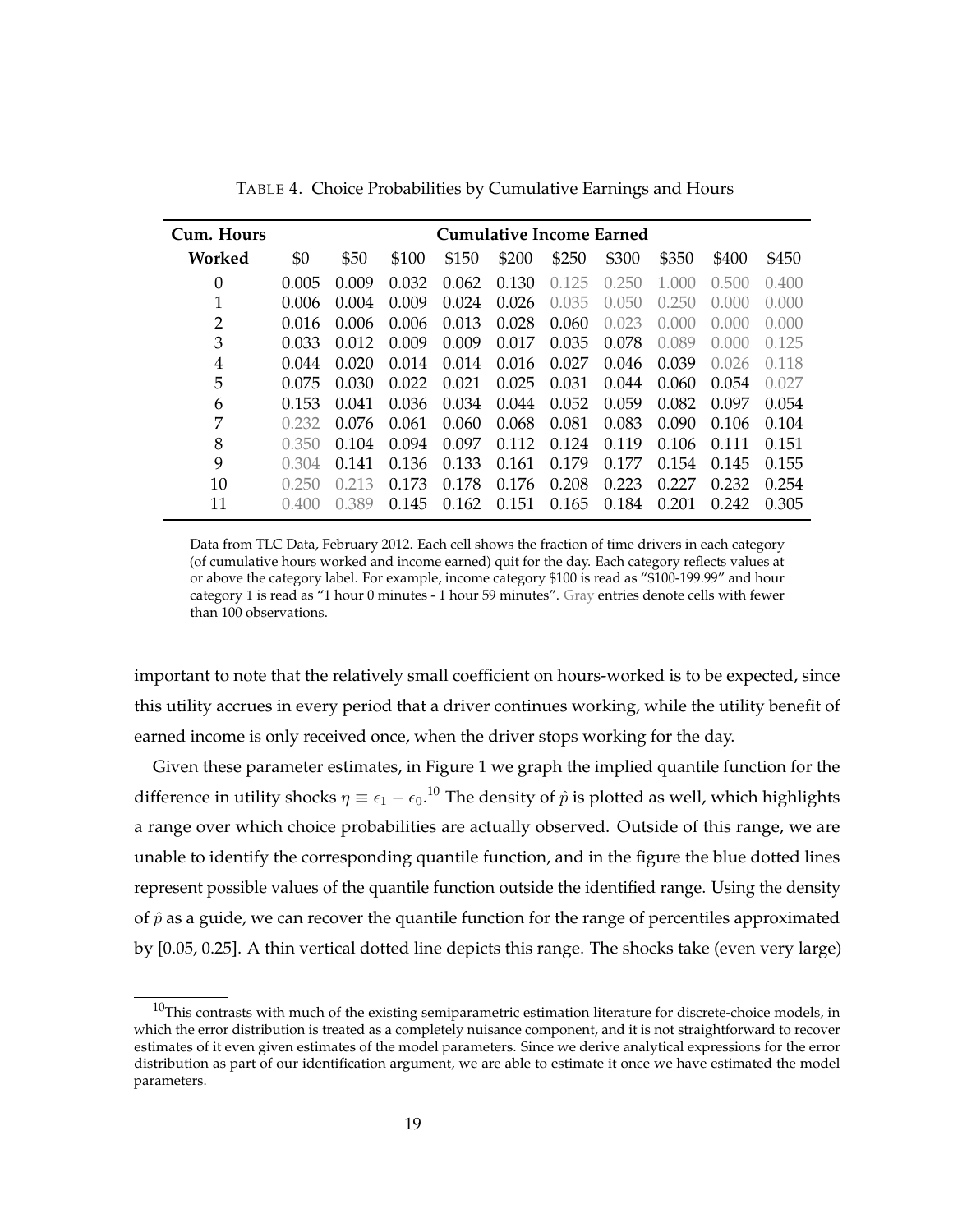TABLE 4. Choice Probabilities by Cumulative Earnings and Hours

| Cum. Hours Worked | Cumulative Income Earned | | | | | | | | | |
|---|---|---|---|---|---|---|---|---|---|---|
| | \$0 | \$50 | \$100 | \$150 | \$200 | \$250 | \$300 | \$350 | \$400 | \$450 |
| 0 | 0.005 | 0.009 | 0.032 | 0.062 | 0.130 | 0.125 | 0.250 | 1.000 | 0.500 | 0.400 |
| 1 | 0.006 | 0.004 | 0.009 | 0.024 | 0.026 | 0.035 | 0.050 | 0.250 | 0.000 | 0.000 |
| 2 | 0.016 | 0.006 | 0.006 | 0.013 | 0.028 | 0.060 | 0.023 | 0.000 | 0.000 | 0.000 |
| 3 | 0.033 | 0.012 | 0.009 | 0.009 | 0.017 | 0.035 | 0.078 | 0.089 | 0.000 | 0.125 |
| 4 | 0.044 | 0.020 | 0.014 | 0.014 | 0.016 | 0.027 | 0.046 | 0.039 | 0.026 | 0.118 |
| 5 | 0.075 | 0.030 | 0.022 | 0.021 | 0.025 | 0.031 | 0.044 | 0.060 | 0.054 | 0.027 |
| 6 | 0.153 | 0.041 | 0.036 | 0.034 | 0.044 | 0.052 | 0.059 | 0.082 | 0.097 | 0.054 |
| 7 | 0.232 | 0.076 | 0.061 | 0.060 | 0.068 | 0.081 | 0.083 | 0.090 | 0.106 | 0.104 |
| 8 | 0.350 | 0.104 | 0.094 | 0.097 | 0.112 | 0.124 | 0.119 | 0.106 | 0.111 | 0.151 |
| 9 | 0.304 | 0.141 | 0.136 | 0.133 | 0.161 | 0.179 | 0.177 | 0.154 | 0.145 | 0.155 |
| 10 | 0.250 | 0.213 | 0.173 | 0.178 | 0.176 | 0.208 | 0.223 | 0.227 | 0.232 | 0.254 |
| 11 | 0.400 | 0.389 | 0.145 | 0.162 | 0.151 | 0.165 | 0.184 | 0.201 | 0.242 | 0.305 |

Data from TLC Data, February 2012. Each cell shows the fraction of time drivers in each category (of cumulative hours worked and income earned) quit for the day. Each category reflects values at or above the category label. For example, income category \$100 is read as "\$100-199.99" and hour category 1 is read as "1 hour 0 minutes - 1 hour 59 minutes". Gray entries denote cells with fewer than 100 observations.

important to note that the relatively small coefficient on hours-worked is to be expected, since this utility accrues in every period that a driver continues working, while the utility benefit of earned income is only received once, when the driver stops working for the day.

Given these parameter estimates, in Figure 1 we graph the implied quantile function for the difference in utility shocks $\eta \equiv \epsilon_1 - \epsilon_0$.[10] The density of $\hat{p}$ is plotted as well, which highlights a range over which choice probabilities are actually observed. Outside of this range, we are unable to identify the corresponding quantile function, and in the figure the blue dotted lines represent possible values of the quantile function outside the identified range. Using the density of $\hat{p}$ as a guide, we can recover the quantile function for the range of percentiles approximated by [0.05, 0.25]. A thin vertical dotted line depicts this range. The shocks take (even very large)

[10] This contrasts with much of the existing semiparametric estimation literature for discrete-choice models, in which the error distribution is treated as a completely nuisance component, and it is not straightforward to recover estimates of it even given estimates of the model parameters. Since we derive analytical expressions for the error distribution as part of our identification argument, we are able to estimate it once we have estimated the model parameters.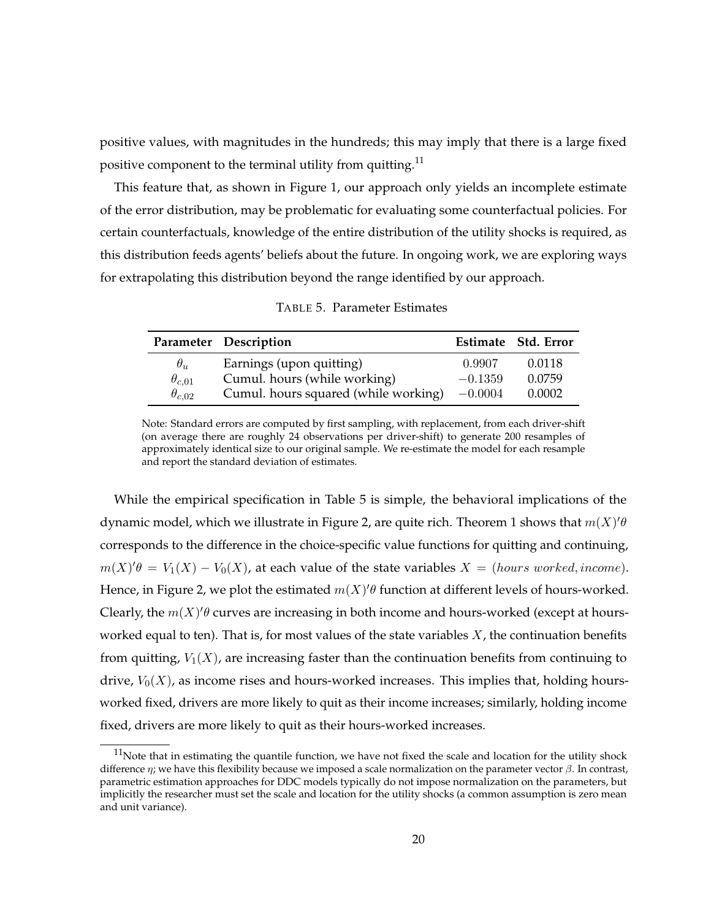positive values, with magnitudes in the hundreds; this may imply that there is a large fixed positive component to the terminal utility from quitting.[11]

This feature that, as shown in Figure 1, our approach only yields an incomplete estimate of the error distribution, may be problematic for evaluating some counterfactual policies. For certain counterfactuals, knowledge of the entire distribution of the utility shocks is required, as this distribution feeds agents' beliefs about the future. In ongoing work, we are exploring ways for extrapolating this distribution beyond the range identified by our approach.

TABLE 5. Parameter Estimates

| **Parameter** | **Description** | **Estimate** | **Std. Error** |
|---|---|---|---|
| $\theta_u$ | Earnings (upon quitting) | $0.9907$ | 0.0118 |
| $\theta_{c,01}$ | Cumul. hours (while working) | $-0.1359$ | 0.0759 |
| $\theta_{c,02}$ | Cumul. hours squared (while working) | $-0.0004$ | 0.0002 |

Note: Standard errors are computed by first sampling, with replacement, from each driver-shift (on average there are roughly 24 observations per driver-shift) to generate 200 resamples of approximately identical size to our original sample. We re-estimate the model for each resample and report the standard deviation of estimates.

While the empirical specification in Table 5 is simple, the behavioral implications of the dynamic model, which we illustrate in Figure 2, are quite rich. Theorem 1 shows that $m(X)'\theta$ corresponds to the difference in the choice-specific value functions for quitting and continuing, $m(X)'\theta = V_1(X) - V_0(X)$, at each value of the state variables $X = (hours\ worked, income)$. Hence, in Figure 2, we plot the estimated $m(X)'\theta$ function at different levels of hours-worked. Clearly, the $m(X)'\theta$ curves are increasing in both income and hours-worked (except at hours-worked equal to ten). That is, for most values of the state variables $X$, the continuation benefits from quitting, $V_1(X)$, are increasing faster than the continuation benefits from continuing to drive, $V_0(X)$, as income rises and hours-worked increases. This implies that, holding hours-worked fixed, drivers are more likely to quit as their income increases; similarly, holding income fixed, drivers are more likely to quit as their hours-worked increases.

[11]Note that in estimating the quantile function, we have not fixed the scale and location for the utility shock difference $\eta$; we have this flexibility because we imposed a scale normalization on the parameter vector $\beta$. In contrast, parametric estimation approaches for DDC models typically do not impose normalization on the parameters, but implicitly the researcher must set the scale and location for the utility shocks (a common assumption is zero mean and unit variance).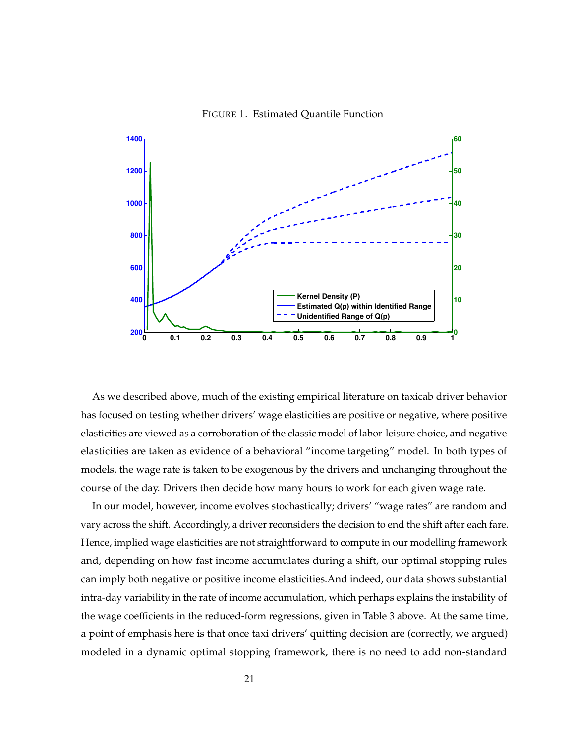FIGURE 1. Estimated Quantile Function

As we described above, much of the existing empirical literature on taxicab driver behavior has focused on testing whether drivers' wage elasticities are positive or negative, where positive elasticities are viewed as a corroboration of the classic model of labor-leisure choice, and negative elasticities are taken as evidence of a behavioral "income targeting" model. In both types of models, the wage rate is taken to be exogenous by the drivers and unchanging throughout the course of the day. Drivers then decide how many hours to work for each given wage rate.

In our model, however, income evolves stochastically; drivers' "wage rates" are random and vary across the shift. Accordingly, a driver reconsiders the decision to end the shift after each fare. Hence, implied wage elasticities are not straightforward to compute in our modelling framework and, depending on how fast income accumulates during a shift, our optimal stopping rules can imply both negative or positive income elasticities.And indeed, our data shows substantial intra-day variability in the rate of income accumulation, which perhaps explains the instability of the wage coefficients in the reduced-form regressions, given in Table 3 above. At the same time, a point of emphasis here is that once taxi drivers' quitting decision are (correctly, we argued) modeled in a dynamic optimal stopping framework, there is no need to add non-standard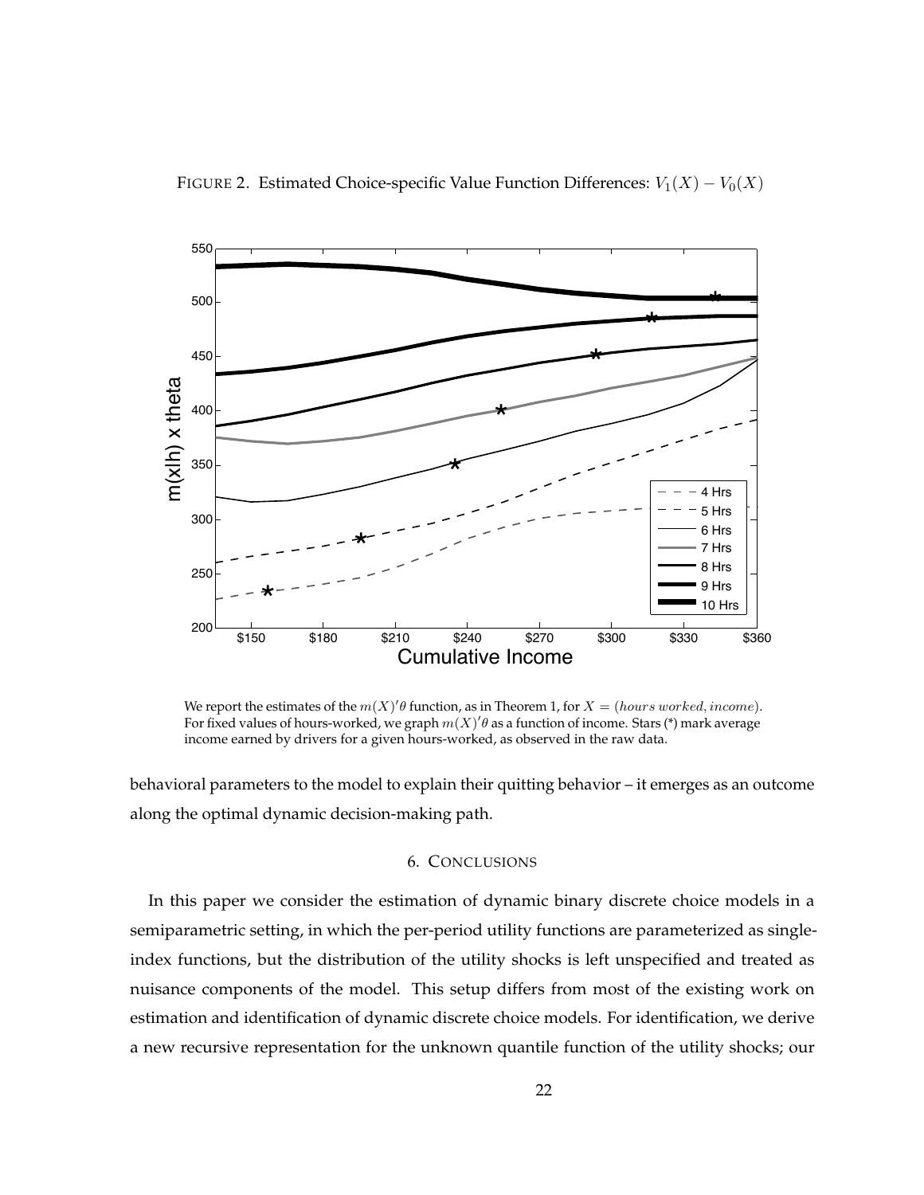FIGURE 2. Estimated Choice-specific Value Function Differences: $V_1(X) - V_0(X)$

We report the estimates of the $m(X)'\theta$ function, as in Theorem 1, for $X = (hours\ worked, income)$. For fixed values of hours-worked, we graph $m(X)'\theta$ as a function of income. Stars (*) mark average income earned by drivers for a given hours-worked, as observed in the raw data.

behavioral parameters to the model to explain their quitting behavior – it emerges as an outcome along the optimal dynamic decision-making path.

## 6. CONCLUSIONS

In this paper we consider the estimation of dynamic binary discrete choice models in a semiparametric setting, in which the per-period utility functions are parameterized as single-index functions, but the distribution of the utility shocks is left unspecified and treated as nuisance components of the model. This setup differs from most of the existing work on estimation and identification of dynamic discrete choice models. For identification, we derive a new recursive representation for the unknown quantile function of the utility shocks; our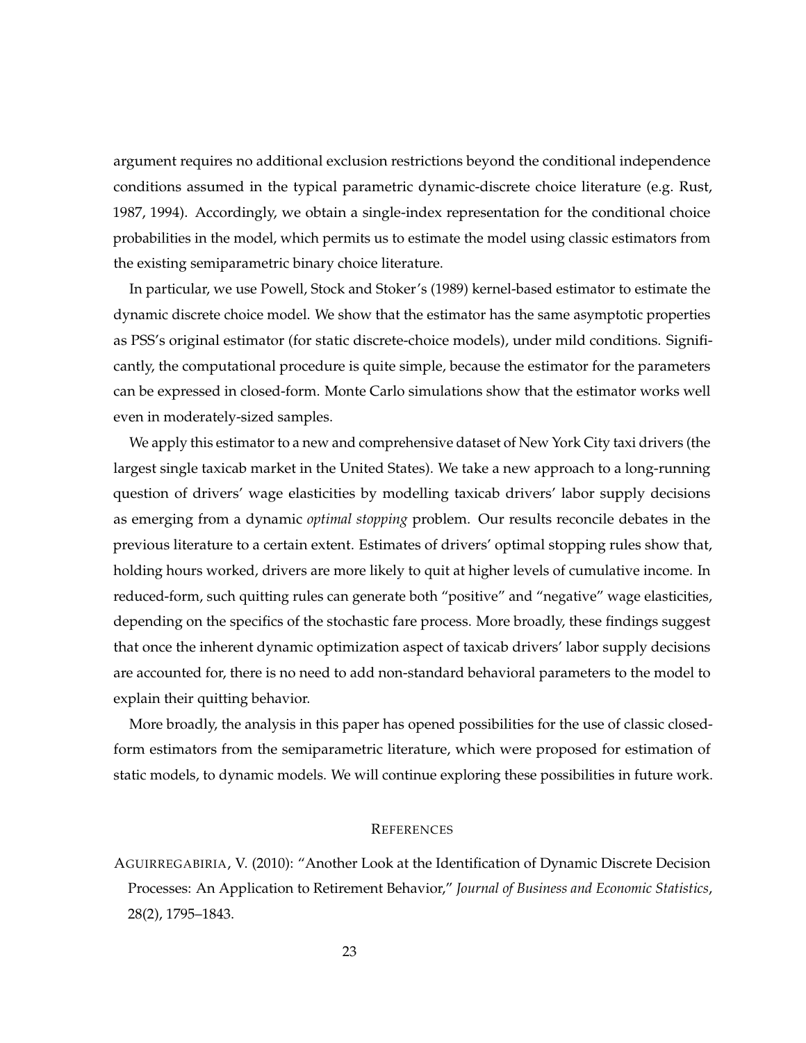argument requires no additional exclusion restrictions beyond the conditional independence conditions assumed in the typical parametric dynamic-discrete choice literature (e.g. Rust, 1987, 1994). Accordingly, we obtain a single-index representation for the conditional choice probabilities in the model, which permits us to estimate the model using classic estimators from the existing semiparametric binary choice literature.

In particular, we use Powell, Stock and Stoker's (1989) kernel-based estimator to estimate the dynamic discrete choice model. We show that the estimator has the same asymptotic properties as PSS's original estimator (for static discrete-choice models), under mild conditions. Significantly, the computational procedure is quite simple, because the estimator for the parameters can be expressed in closed-form. Monte Carlo simulations show that the estimator works well even in moderately-sized samples.

We apply this estimator to a new and comprehensive dataset of New York City taxi drivers (the largest single taxicab market in the United States). We take a new approach to a long-running question of drivers' wage elasticities by modelling taxicab drivers' labor supply decisions as emerging from a dynamic *optimal stopping* problem. Our results reconcile debates in the previous literature to a certain extent. Estimates of drivers' optimal stopping rules show that, holding hours worked, drivers are more likely to quit at higher levels of cumulative income. In reduced-form, such quitting rules can generate both "positive" and "negative" wage elasticities, depending on the specifics of the stochastic fare process. More broadly, these findings suggest that once the inherent dynamic optimization aspect of taxicab drivers' labor supply decisions are accounted for, there is no need to add non-standard behavioral parameters to the model to explain their quitting behavior.

More broadly, the analysis in this paper has opened possibilities for the use of classic closed-form estimators from the semiparametric literature, which were proposed for estimation of static models, to dynamic models. We will continue exploring these possibilities in future work.

## REFERENCES

AGUIRREGABIRIA, V. (2010): "Another Look at the Identification of Dynamic Discrete Decision Processes: An Application to Retirement Behavior," *Journal of Business and Economic Statistics*, 28(2), 1795–1843.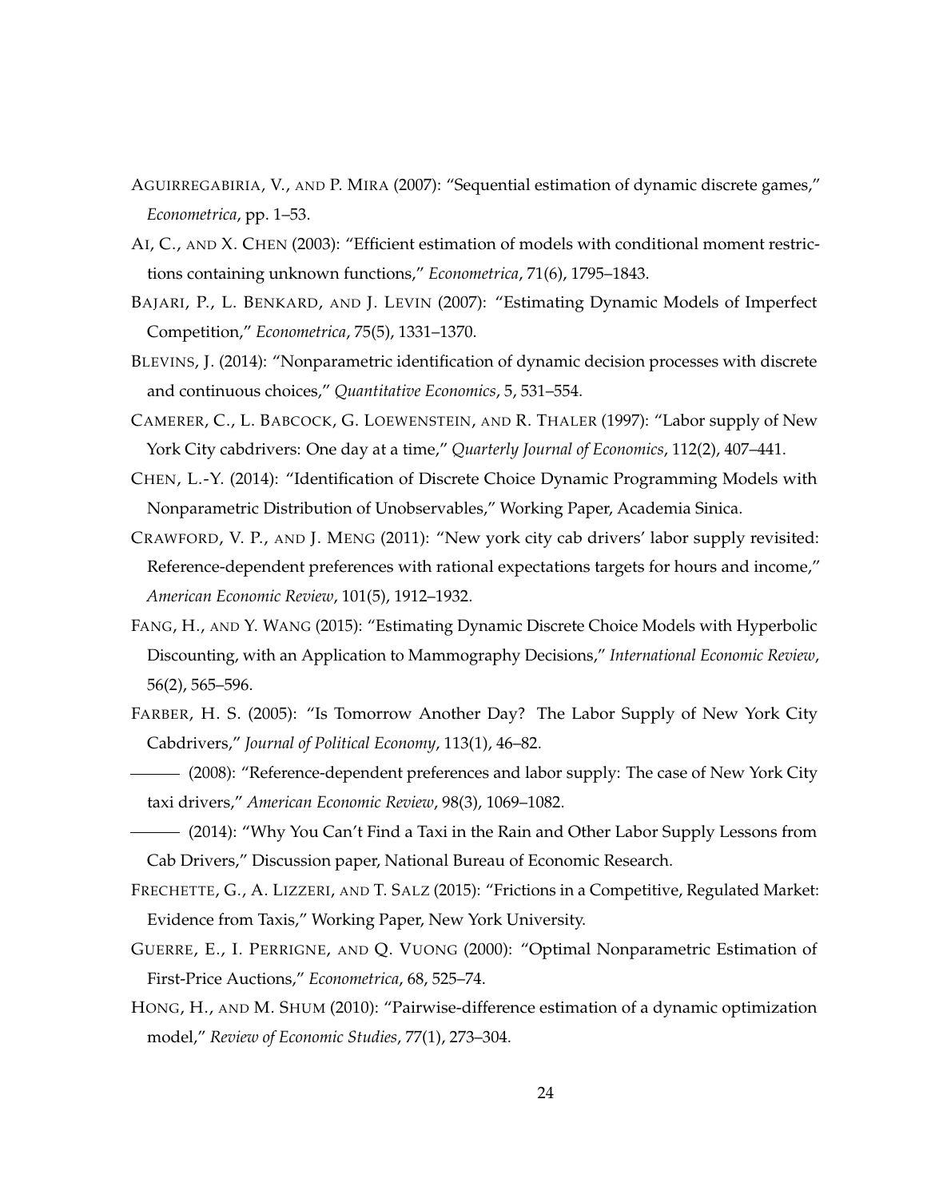AGUIRREGABIRIA, V., AND P. MIRA (2007): "Sequential estimation of dynamic discrete games," *Econometrica*, pp. 1–53.

AI, C., AND X. CHEN (2003): "Efficient estimation of models with conditional moment restrictions containing unknown functions," *Econometrica*, 71(6), 1795–1843.

BAJARI, P., L. BENKARD, AND J. LEVIN (2007): "Estimating Dynamic Models of Imperfect Competition," *Econometrica*, 75(5), 1331–1370.

BLEVINS, J. (2014): "Nonparametric identification of dynamic decision processes with discrete and continuous choices," *Quantitative Economics*, 5, 531–554.

CAMERER, C., L. BABCOCK, G. LOEWENSTEIN, AND R. THALER (1997): "Labor supply of New York City cabdrivers: One day at a time," *Quarterly Journal of Economics*, 112(2), 407–441.

CHEN, L.-Y. (2014): "Identification of Discrete Choice Dynamic Programming Models with Nonparametric Distribution of Unobservables," Working Paper, Academia Sinica.

CRAWFORD, V. P., AND J. MENG (2011): "New york city cab drivers' labor supply revisited: Reference-dependent preferences with rational expectations targets for hours and income," *American Economic Review*, 101(5), 1912–1932.

FANG, H., AND Y. WANG (2015): "Estimating Dynamic Discrete Choice Models with Hyperbolic Discounting, with an Application to Mammography Decisions," *International Economic Review*, 56(2), 565–596.

FARBER, H. S. (2005): "Is Tomorrow Another Day? The Labor Supply of New York City Cabdrivers," *Journal of Political Economy*, 113(1), 46–82.

——— (2008): "Reference-dependent preferences and labor supply: The case of New York City taxi drivers," *American Economic Review*, 98(3), 1069–1082.

——— (2014): "Why You Can't Find a Taxi in the Rain and Other Labor Supply Lessons from Cab Drivers," Discussion paper, National Bureau of Economic Research.

FRECHETTE, G., A. LIZZERI, AND T. SALZ (2015): "Frictions in a Competitive, Regulated Market: Evidence from Taxis," Working Paper, New York University.

GUERRE, E., I. PERRIGNE, AND Q. VUONG (2000): "Optimal Nonparametric Estimation of First-Price Auctions," *Econometrica*, 68, 525–74.

HONG, H., AND M. SHUM (2010): "Pairwise-difference estimation of a dynamic optimization model," *Review of Economic Studies*, 77(1), 273–304.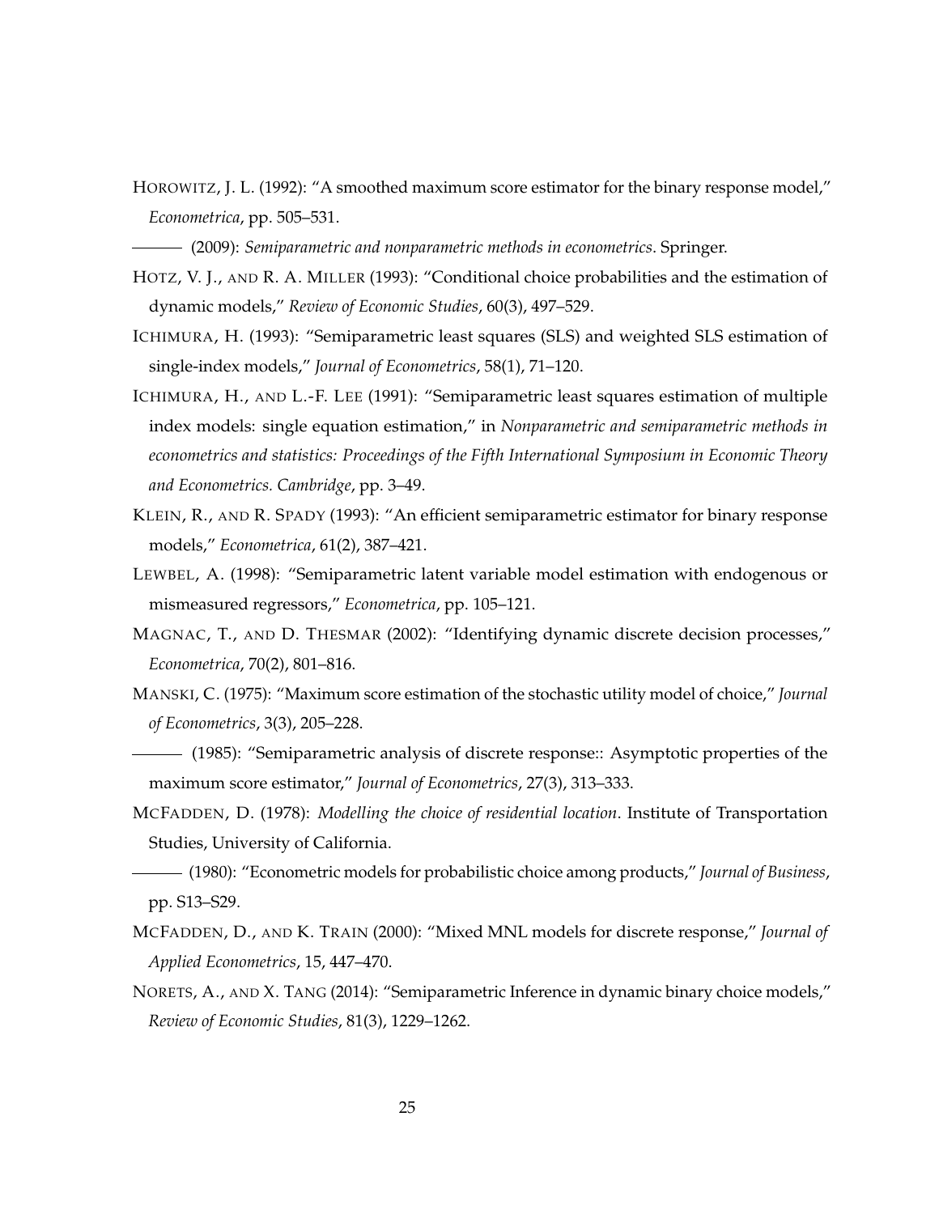HOROWITZ, J. L. (1992): "A smoothed maximum score estimator for the binary response model," *Econometrica*, pp. 505–531.

——— (2009): *Semiparametric and nonparametric methods in econometrics*. Springer.

HOTZ, V. J., AND R. A. MILLER (1993): "Conditional choice probabilities and the estimation of dynamic models," *Review of Economic Studies*, 60(3), 497–529.

ICHIMURA, H. (1993): "Semiparametric least squares (SLS) and weighted SLS estimation of single-index models," *Journal of Econometrics*, 58(1), 71–120.

ICHIMURA, H., AND L.-F. LEE (1991): "Semiparametric least squares estimation of multiple index models: single equation estimation," in *Nonparametric and semiparametric methods in econometrics and statistics: Proceedings of the Fifth International Symposium in Economic Theory and Econometrics. Cambridge*, pp. 3–49.

KLEIN, R., AND R. SPADY (1993): "An efficient semiparametric estimator for binary response models," *Econometrica*, 61(2), 387–421.

LEWBEL, A. (1998): "Semiparametric latent variable model estimation with endogenous or mismeasured regressors," *Econometrica*, pp. 105–121.

MAGNAC, T., AND D. THESMAR (2002): "Identifying dynamic discrete decision processes," *Econometrica*, 70(2), 801–816.

MANSKI, C. (1975): "Maximum score estimation of the stochastic utility model of choice," *Journal of Econometrics*, 3(3), 205–228.

——— (1985): "Semiparametric analysis of discrete response:: Asymptotic properties of the maximum score estimator," *Journal of Econometrics*, 27(3), 313–333.

MCFADDEN, D. (1978): *Modelling the choice of residential location*. Institute of Transportation Studies, University of California.

——— (1980): "Econometric models for probabilistic choice among products," *Journal of Business*, pp. S13–S29.

MCFADDEN, D., AND K. TRAIN (2000): "Mixed MNL models for discrete response," *Journal of Applied Econometrics*, 15, 447–470.

NORETS, A., AND X. TANG (2014): "Semiparametric Inference in dynamic binary choice models," *Review of Economic Studies*, 81(3), 1229–1262.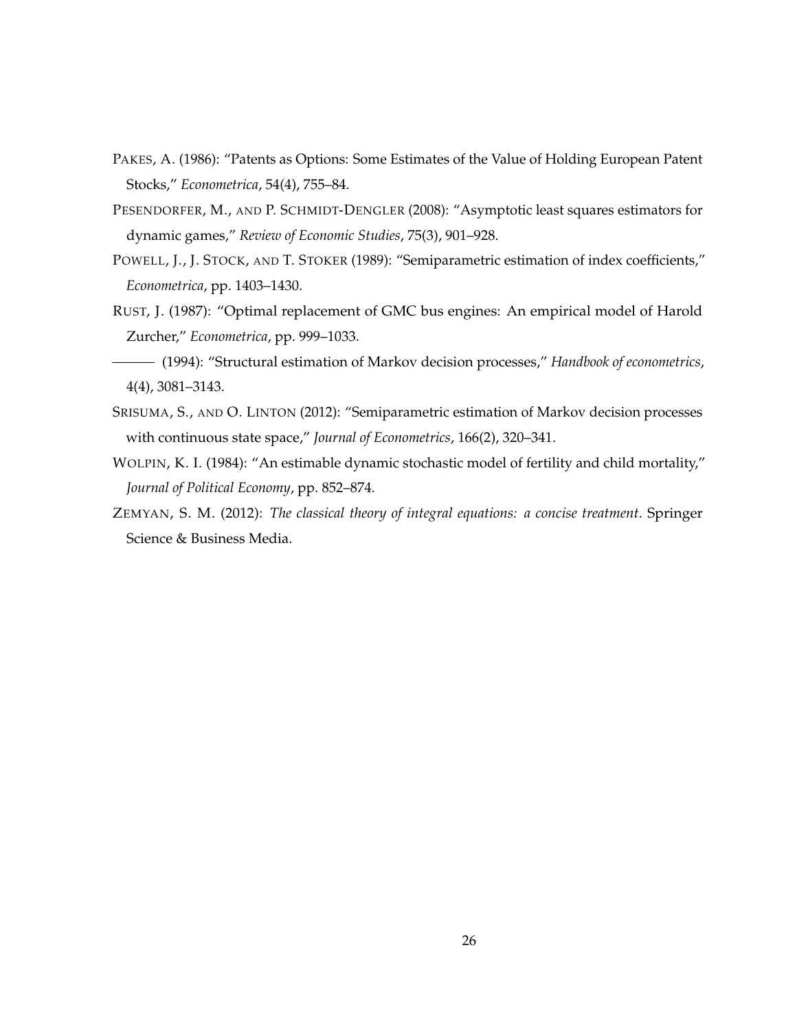PAKES, A. (1986): "Patents as Options: Some Estimates of the Value of Holding European Patent Stocks," *Econometrica*, 54(4), 755–84.

PESENDORFER, M., AND P. SCHMIDT-DENGLER (2008): "Asymptotic least squares estimators for dynamic games," *Review of Economic Studies*, 75(3), 901–928.

POWELL, J., J. STOCK, AND T. STOKER (1989): "Semiparametric estimation of index coefficients," *Econometrica*, pp. 1403–1430.

RUST, J. (1987): "Optimal replacement of GMC bus engines: An empirical model of Harold Zurcher," *Econometrica*, pp. 999–1033.

——— (1994): "Structural estimation of Markov decision processes," *Handbook of econometrics*, 4(4), 3081–3143.

SRISUMA, S., AND O. LINTON (2012): "Semiparametric estimation of Markov decision processes with continuous state space," *Journal of Econometrics*, 166(2), 320–341.

WOLPIN, K. I. (1984): "An estimable dynamic stochastic model of fertility and child mortality," *Journal of Political Economy*, pp. 852–874.

ZEMYAN, S. M. (2012): *The classical theory of integral equations: a concise treatment*. Springer Science & Business Media.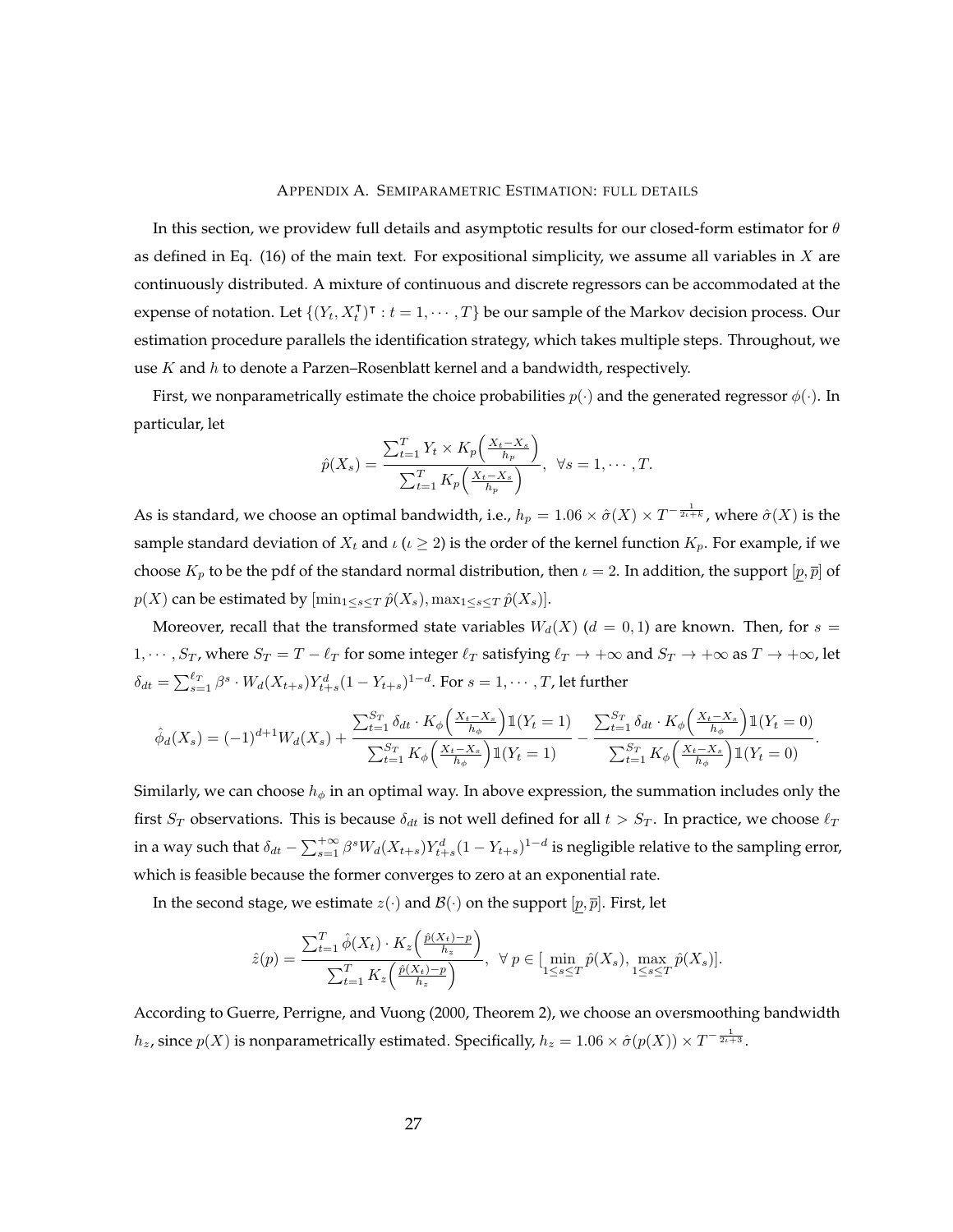## Appendix A. Semiparametric Estimation: full details

In this section, we providew full details and asymptotic results for our closed-form estimator for $\theta$ as defined in Eq. (16) of the main text. For expositional simplicity, we assume all variables in $X$ are continuously distributed. A mixture of continuous and discrete regressors can be accommodated at the expense of notation. Let $\{(Y_t, X_t^\intercal)^\intercal : t = 1, \cdots, T\}$ be our sample of the Markov decision process. Our estimation procedure parallels the identification strategy, which takes multiple steps. Throughout, we use $K$ and $h$ to denote a Parzen–Rosenblatt kernel and a bandwidth, respectively.

First, we nonparametrically estimate the choice probabilities $p(\cdot)$ and the generated regressor $\phi(\cdot)$. In particular, let

$$\hat{p}(X_s) = \frac{\sum_{t=1}^T Y_t \times K_p\left(\frac{X_t - X_s}{h_p}\right)}{\sum_{t=1}^T K_p\left(\frac{X_t - X_s}{h_p}\right)}, \ \ \forall s = 1, \cdots, T.$$

As is standard, we choose an optimal bandwidth, i.e., $h_p = 1.06 \times \hat{\sigma}(X) \times T^{-\frac{1}{2\iota + k}}$, where $\hat{\sigma}(X)$ is the sample standard deviation of $X_t$ and $\iota$ ($\iota \geq 2$) is the order of the kernel function $K_p$. For example, if we choose $K_p$ to be the pdf of the standard normal distribution, then $\iota = 2$. In addition, the support $[\underline{p}, \overline{p}]$ of $p(X)$ can be estimated by $[\min_{1 \leq s \leq T} \hat{p}(X_s), \max_{1 \leq s \leq T} \hat{p}(X_s)]$.

Moreover, recall that the transformed state variables $W_d(X)$ ($d = 0, 1$) are known. Then, for $s = 1, \cdots, S_T$, where $S_T = T - \ell_T$ for some integer $\ell_T$ satisfying $\ell_T \to +\infty$ and $S_T \to +\infty$ as $T \to +\infty$, let $\delta_{dt} = \sum_{s=1}^{\ell_T} \beta^s \cdot W_d(X_{t+s}) Y_{t+s}^d (1 - Y_{t+s})^{1-d}$. For $s = 1, \cdots, T$, let further

$$\hat{\phi}_d(X_s) = (-1)^{d+1} W_d(X_s) + \frac{\sum_{t=1}^{S_T} \delta_{dt} \cdot K_\phi\left(\frac{X_t - X_s}{h_\phi}\right) \mathbb{1}(Y_t = 1)}{\sum_{t=1}^{S_T} K_\phi\left(\frac{X_t - X_s}{h_\phi}\right) \mathbb{1}(Y_t = 1)} - \frac{\sum_{t=1}^{S_T} \delta_{dt} \cdot K_\phi\left(\frac{X_t - X_s}{h_\phi}\right) \mathbb{1}(Y_t = 0)}{\sum_{t=1}^{S_T} K_\phi\left(\frac{X_t - X_s}{h_\phi}\right) \mathbb{1}(Y_t = 0)}.$$

Similarly, we can choose $h_\phi$ in an optimal way. In above expression, the summation includes only the first $S_T$ observations. This is because $\delta_{dt}$ is not well defined for all $t > S_T$. In practice, we choose $\ell_T$ in a way such that $\delta_{dt} - \sum_{s=1}^{+\infty} \beta^s W_d(X_{t+s}) Y_{t+s}^d (1 - Y_{t+s})^{1-d}$ is negligible relative to the sampling error, which is feasible because the former converges to zero at an exponential rate.

In the second stage, we estimate $z(\cdot)$ and $\mathcal{B}(\cdot)$ on the support $[\underline{p}, \overline{p}]$. First, let

$$\hat{z}(p) = \frac{\sum_{t=1}^T \hat{\phi}(X_t) \cdot K_z\left(\frac{\hat{p}(X_t) - p}{h_z}\right)}{\sum_{t=1}^T K_z\left(\frac{\hat{p}(X_t) - p}{h_z}\right)}, \ \ \forall \, p \in [\min_{1 \leq s \leq T} \hat{p}(X_s), \max_{1 \leq s \leq T} \hat{p}(X_s)].$$

According to Guerre, Perrigne, and Vuong (2000, Theorem 2), we choose an oversmoothing bandwidth $h_z$, since $p(X)$ is nonparametrically estimated. Specifically, $h_z = 1.06 \times \hat{\sigma}(p(X)) \times T^{-\frac{1}{2\iota + 3}}$.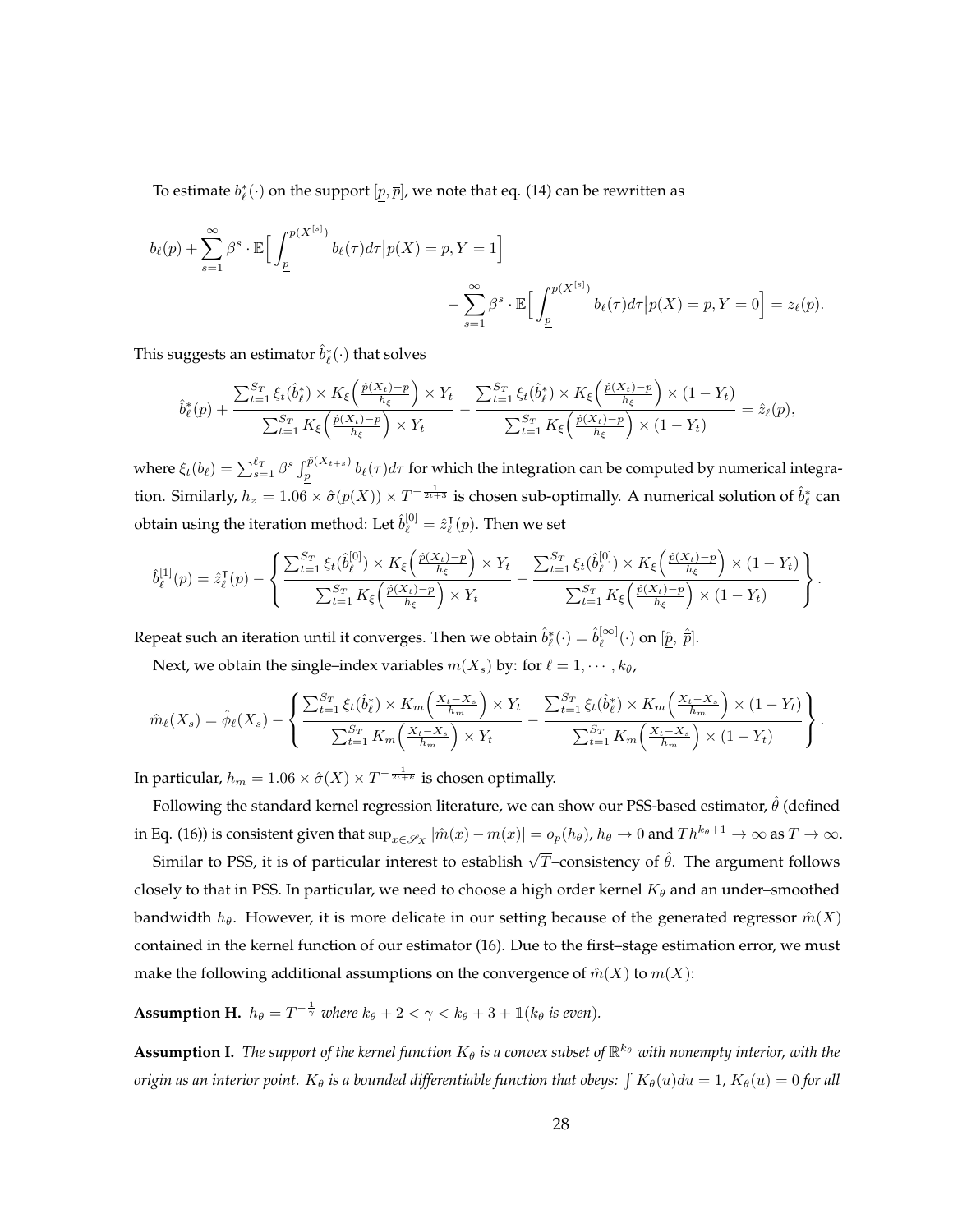To estimate $b_\ell^*(\cdot)$ on the support $[\underline{p}, \overline{p}]$, we note that eq. (14) can be rewritten as

$$b_\ell(p) + \sum_{s=1}^{\infty} \beta^s \cdot \mathbb{E}\Big[\int_{\underline{p}}^{p(X^{[s]})} b_\ell(\tau)d\tau \big| p(X) = p, Y = 1\Big] - \sum_{s=1}^{\infty} \beta^s \cdot \mathbb{E}\Big[\int_{\underline{p}}^{p(X^{[s]})} b_\ell(\tau)d\tau \big| p(X) = p, Y = 0\Big] = z_\ell(p).$$

This suggests an estimator $\hat{b}_\ell^*(\cdot)$ that solves

$$\hat{b}_\ell^*(p) + \frac{\sum_{t=1}^{S_T} \xi_t(\hat{b}_\ell^*) \times K_\xi\Big(\frac{\hat{p}(X_t)-p}{h_\xi}\Big) \times Y_t}{\sum_{t=1}^{S_T} K_\xi\Big(\frac{\hat{p}(X_t)-p}{h_\xi}\Big) \times Y_t} - \frac{\sum_{t=1}^{S_T} \xi_t(\hat{b}_\ell^*) \times K_\xi\Big(\frac{\hat{p}(X_t)-p}{h_\xi}\Big) \times (1-Y_t)}{\sum_{t=1}^{S_T} K_\xi\Big(\frac{\hat{p}(X_t)-p}{h_\xi}\Big) \times (1-Y_t)} = \hat{z}_\ell(p),$$

where $\xi_t(b_\ell) = \sum_{s=1}^{\ell_T} \beta^s \int_{\underline{p}}^{\hat{p}(X_{t+s})} b_\ell(\tau)d\tau$ for which the integration can be computed by numerical integration. Similarly, $h_z = 1.06 \times \hat{\sigma}(p(X)) \times T^{-\frac{1}{2\iota+3}}$ is chosen sub-optimally. A numerical solution of $\hat{b}_\ell^*$ can obtain using the iteration method: Let $\hat{b}_\ell^{[0]} = \hat{z}_\ell^\intercal(p)$. Then we set

$$\hat{b}_\ell^{[1]}(p) = \hat{z}_\ell^\intercal(p) - \left\{ \frac{\sum_{t=1}^{S_T} \xi_t(\hat{b}_\ell^{[0]}) \times K_\xi\Big(\frac{\hat{p}(X_t)-p}{h_\xi}\Big) \times Y_t}{\sum_{t=1}^{S_T} K_\xi\Big(\frac{\hat{p}(X_t)-p}{h_\xi}\Big) \times Y_t} - \frac{\sum_{t=1}^{S_T} \xi_t(\hat{b}_\ell^{[0]}) \times K_\xi\Big(\frac{\hat{p}(X_t)-p}{h_\xi}\Big) \times (1-Y_t)}{\sum_{t=1}^{S_T} K_\xi\Big(\frac{\hat{p}(X_t)-p}{h_\xi}\Big) \times (1-Y_t)} \right\}.$$

Repeat such an iteration until it converges. Then we obtain $\hat{b}_\ell^*(\cdot) = \hat{b}_\ell^{[\infty]}(\cdot)$ on $[\hat{\underline{p}},\ \hat{\overline{p}}]$.

Next, we obtain the single–index variables $m(X_s)$ by: for $\ell = 1, \cdots, k_\theta$,

$$\hat{m}_\ell(X_s) = \hat{\phi}_\ell(X_s) - \left\{ \frac{\sum_{t=1}^{S_T} \xi_t(\hat{b}_\ell^*) \times K_m\Big(\frac{X_t-X_s}{h_m}\Big) \times Y_t}{\sum_{t=1}^{S_T} K_m\Big(\frac{X_t-X_s}{h_m}\Big) \times Y_t} - \frac{\sum_{t=1}^{S_T} \xi_t(\hat{b}_\ell^*) \times K_m\Big(\frac{X_t-X_s}{h_m}\Big) \times (1-Y_t)}{\sum_{t=1}^{S_T} K_m\Big(\frac{X_t-X_s}{h_m}\Big) \times (1-Y_t)} \right\}.$$

In particular, $h_m = 1.06 \times \hat{\sigma}(X) \times T^{-\frac{1}{2\iota+k}}$ is chosen optimally.

Following the standard kernel regression literature, we can show our PSS-based estimator, $\hat{\theta}$ (defined in Eq. (16)) is consistent given that $\sup_{x\in\mathscr{S}_X} |\hat{m}(x) - m(x)| = o_p(h_\theta)$, $h_\theta \to 0$ and $Th^{k_\theta+1} \to \infty$ as $T \to \infty$.

Similar to PSS, it is of particular interest to establish $\sqrt{T}$–consistency of $\hat{\theta}$. The argument follows closely to that in PSS. In particular, we need to choose a high order kernel $K_\theta$ and an under–smoothed bandwidth $h_\theta$. However, it is more delicate in our setting because of the generated regressor $\hat{m}(X)$ contained in the kernel function of our estimator (16). Due to the first–stage estimation error, we must make the following additional assumptions on the convergence of $\hat{m}(X)$ to $m(X)$:

**Assumption H.** *$h_\theta = T^{-\frac{1}{\gamma}}$ where $k_\theta + 2 < \gamma < k_\theta + 3 + \mathbb{1}(k_\theta$ is even).*

**Assumption I.** *The support of the kernel function $K_\theta$ is a convex subset of $\mathbb{R}^{k_\theta}$ with nonempty interior, with the origin as an interior point. $K_\theta$ is a bounded differentiable function that obeys: $\int K_\theta(u)du = 1$, $K_\theta(u) = 0$ for all*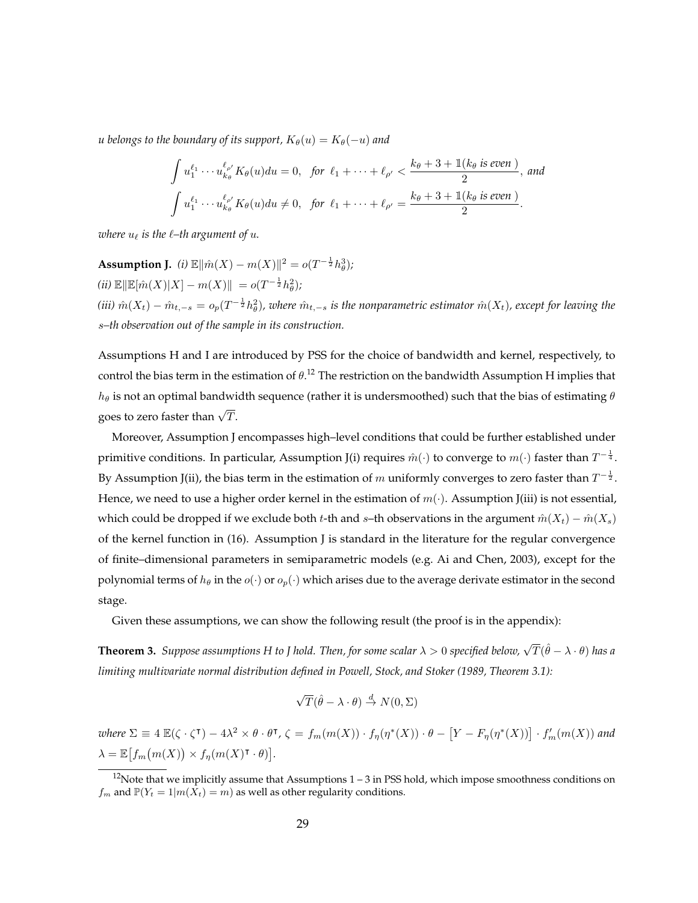*u belongs to the boundary of its support, $K_\theta(u) = K_\theta(-u)$ and*

$$\int u_1^{\ell_1} \cdots u_{k_\theta}^{\ell_{\rho'}} K_\theta(u) du = 0, \quad \text{for } \ell_1 + \cdots + \ell_{\rho'} < \frac{k_\theta + 3 + \mathbb{1}(k_\theta \text{ is even })}{2}, \text{ and}$$

$$\int u_1^{\ell_1} \cdots u_{k_\theta}^{\ell_{\rho'}} K_\theta(u) du \neq 0, \quad \text{for } \ell_1 + \cdots + \ell_{\rho'} = \frac{k_\theta + 3 + \mathbb{1}(k_\theta \text{ is even })}{2}.$$

*where $u_\ell$ is the $\ell$–th argument of $u$.*

**Assumption J.** *(i) $\mathbb{E}\|\hat{m}(X) - m(X)\|^2 = o(T^{-\frac{1}{2}} h_\theta^3)$;*
*(ii) $\mathbb{E}\|\mathbb{E}[\hat{m}(X)|X] - m(X)\| = o(T^{-\frac{1}{2}} h_\theta^2)$;*
*(iii) $\hat{m}(X_t) - \hat{m}_{t,-s} = o_p(T^{-\frac{1}{2}} h_\theta^2)$, where $\hat{m}_{t,-s}$ is the nonparametric estimator $\hat{m}(X_t)$, except for leaving the $s$–th observation out of the sample in its construction.*

Assumptions H and I are introduced by PSS for the choice of bandwidth and kernel, respectively, to control the bias term in the estimation of $\theta$.[12] The restriction on the bandwidth Assumption H implies that $h_\theta$ is not an optimal bandwidth sequence (rather it is undersmoothed) such that the bias of estimating $\theta$ goes to zero faster than $\sqrt{T}$.

Moreover, Assumption J encompasses high–level conditions that could be further established under primitive conditions. In particular, Assumption J(i) requires $\hat{m}(\cdot)$ to converge to $m(\cdot)$ faster than $T^{-\frac{1}{4}}$. By Assumption J(ii), the bias term in the estimation of $m$ uniformly converges to zero faster than $T^{-\frac{1}{2}}$. Hence, we need to use a higher order kernel in the estimation of $m(\cdot)$. Assumption J(iii) is not essential, which could be dropped if we exclude both $t$-th and $s$–th observations in the argument $\hat{m}(X_t) - \hat{m}(X_s)$ of the kernel function in (16). Assumption J is standard in the literature for the regular convergence of finite–dimensional parameters in semiparametric models (e.g. Ai and Chen, 2003), except for the polynomial terms of $h_\theta$ in the $o(\cdot)$ or $o_p(\cdot)$ which arises due to the average derivate estimator in the second stage.

Given these assumptions, we can show the following result (the proof is in the appendix):

**Theorem 3.** *Suppose assumptions H to J hold. Then, for some scalar $\lambda > 0$ specified below, $\sqrt{T}(\hat{\theta} - \lambda \cdot \theta)$ has a limiting multivariate normal distribution defined in Powell, Stock, and Stoker (1989, Theorem 3.1):*

$$\sqrt{T}(\hat{\theta} - \lambda \cdot \theta) \xrightarrow{d} N(0, \Sigma)$$

*where $\Sigma \equiv 4\ \mathbb{E}(\zeta \cdot \zeta^\intercal) - 4\lambda^2 \times \theta \cdot \theta^\intercal$, $\zeta = f_m(m(X)) \cdot f_\eta(\eta^*(X)) \cdot \theta - \left[Y - F_\eta(\eta^*(X))\right] \cdot f_m'(m(X))$ and $\lambda = \mathbb{E}\left[f_m\big(m(X)\big) \times f_\eta(m(X)^\intercal \cdot \theta)\right]$.*

[12] Note that we implicitly assume that Assumptions 1 – 3 in PSS hold, which impose smoothness conditions on $f_m$ and $\mathbb{P}(Y_t = 1|m(X_t) = m)$ as well as other regularity conditions.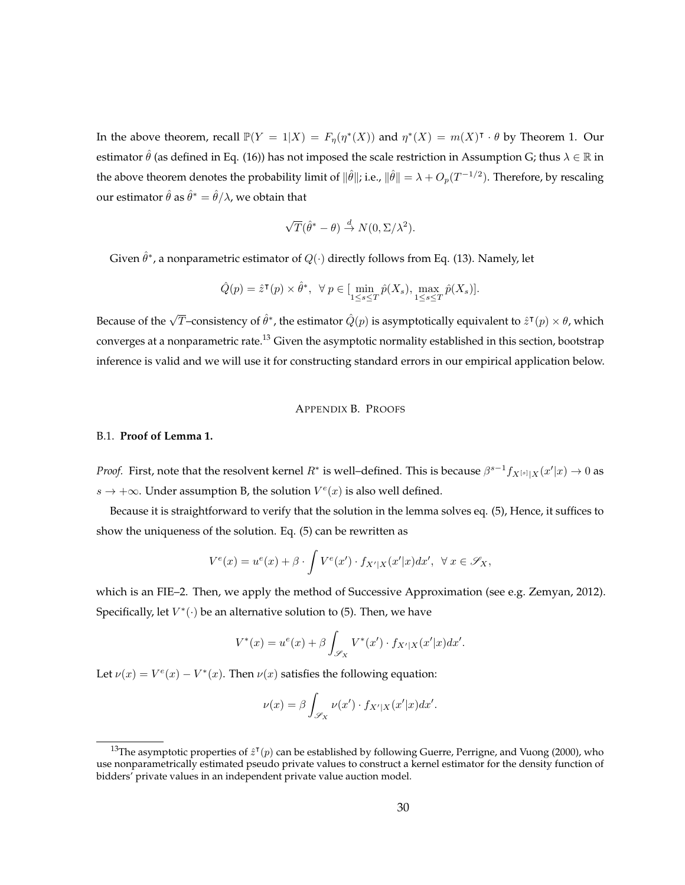In the above theorem, recall $\mathbb{P}(Y = 1|X) = F_\eta(\eta^*(X))$ and $\eta^*(X) = m(X)^\intercal \cdot \theta$ by Theorem 1. Our estimator $\hat{\theta}$ (as defined in Eq. (16)) has not imposed the scale restriction in Assumption G; thus $\lambda \in \mathbb{R}$ in the above theorem denotes the probability limit of $\|\hat{\theta}\|$; i.e., $\|\hat{\theta}\| = \lambda + O_p(T^{-1/2})$. Therefore, by rescaling our estimator $\hat{\theta}$ as $\hat{\theta}^* = \hat{\theta}/\lambda$, we obtain that

$$\sqrt{T}(\hat{\theta}^* - \theta) \xrightarrow{d} N(0, \Sigma/\lambda^2).$$

Given $\hat{\theta}^*$, a nonparametric estimator of $Q(\cdot)$ directly follows from Eq. (13). Namely, let

$$\hat{Q}(p) = \hat{z}^\intercal(p) \times \hat{\theta}^*, \ \ \forall\ p \in [\min_{1 \le s \le T} \hat{p}(X_s), \max_{1 \le s \le T} \hat{p}(X_s)].$$

Because of the $\sqrt{T}$–consistency of $\hat{\theta}^*$, the estimator $\hat{Q}(p)$ is asymptotically equivalent to $\hat{z}^\intercal(p) \times \theta$, which converges at a nonparametric rate.[13] Given the asymptotic normality established in this section, bootstrap inference is valid and we will use it for constructing standard errors in our empirical application below.

## Appendix B. Proofs

### B.1. **Proof of Lemma 1.**

*Proof.* First, note that the resolvent kernel $R^*$ is well–defined. This is because $\beta^{s-1} f_{X^{[s]}|X}(x'|x) \to 0$ as $s \to +\infty$. Under assumption B, the solution $V^e(x)$ is also well defined.

Because it is straightforward to verify that the solution in the lemma solves eq. (5), Hence, it suffices to show the uniqueness of the solution. Eq. (5) can be rewritten as

$$V^e(x) = u^e(x) + \beta \cdot \int V^e(x') \cdot f_{X'|X}(x'|x)dx', \ \ \forall\ x \in \mathscr{S}_X,$$

which is an FIE–2. Then, we apply the method of Successive Approximation (see e.g. Zemyan, 2012). Specifically, let $V^*(\cdot)$ be an alternative solution to (5). Then, we have

$$V^*(x) = u^e(x) + \beta \int_{\mathscr{S}_X} V^*(x') \cdot f_{X'|X}(x'|x)dx'.$$

Let $\nu(x) = V^e(x) - V^*(x)$. Then $\nu(x)$ satisfies the following equation:

$$\nu(x) = \beta \int_{\mathscr{S}_X} \nu(x') \cdot f_{X'|X}(x'|x)dx'.$$

[13] The asymptotic properties of $\hat{z}^\intercal(p)$ can be established by following Guerre, Perrigne, and Vuong (2000), who use nonparametrically estimated pseudo private values to construct a kernel estimator for the density function of bidders' private values in an independent private value auction model.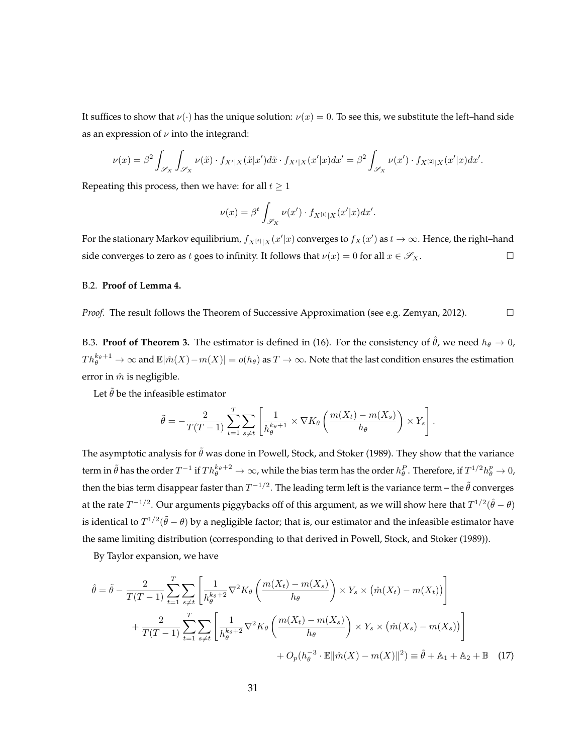It suffices to show that $\nu(\cdot)$ has the unique solution: $\nu(x) = 0$. To see this, we substitute the left–hand side as an expression of $\nu$ into the integrand:

$$\nu(x) = \beta^2 \int_{\mathscr{S}_X} \int_{\mathscr{S}_X} \nu(\tilde{x}) \cdot f_{X'|X}(\tilde{x}|x') d\tilde{x} \cdot f_{X'|X}(x'|x) dx' = \beta^2 \int_{\mathscr{S}_X} \nu(x') \cdot f_{X^{[2]}|X}(x'|x) dx'.$$

Repeating this process, then we have: for all $t \geq 1$

$$\nu(x) = \beta^t \int_{\mathscr{S}_X} \nu(x') \cdot f_{X^{[t]}|X}(x'|x) dx'.$$

For the stationary Markov equilibrium, $f_{X^{[t]}|X}(x'|x)$ converges to $f_X(x')$ as $t \to \infty$. Hence, the right–hand side converges to zero as $t$ goes to infinity. It follows that $\nu(x) = 0$ for all $x \in \mathscr{S}_X$. □

B.2. **Proof of Lemma 4.**

*Proof.* The result follows the Theorem of Successive Approximation (see e.g. Zemyan, 2012). □

B.3. **Proof of Theorem 3.** The estimator is defined in (16). For the consistency of $\hat{\theta}$, we need $h_\theta \to 0$, $T h_\theta^{k_\theta+1} \to \infty$ and $\mathbb{E}|\hat{m}(X) - m(X)| = o(h_\theta)$ as $T \to \infty$. Note that the last condition ensures the estimation error in $\hat{m}$ is negligible.

Let $\tilde{\theta}$ be the infeasible estimator

$$\tilde{\theta} = -\frac{2}{T(T-1)} \sum_{t=1}^{T} \sum_{s \neq t} \left[ \frac{1}{h_\theta^{k_\theta+1}} \times \nabla K_\theta \left( \frac{m(X_t) - m(X_s)}{h_\theta} \right) \times Y_s \right].$$

The asymptotic analysis for $\tilde{\theta}$ was done in Powell, Stock, and Stoker (1989). They show that the variance term in $\tilde{\theta}$ has the order $T^{-1}$ if $T h_\theta^{k_\theta+2} \to \infty$, while the bias term has the order $h_\theta^P$. Therefore, if $T^{1/2} h_\theta^p \to 0$, then the bias term disappear faster than $T^{-1/2}$. The leading term left is the variance term – the $\tilde{\theta}$ converges at the rate $T^{-1/2}$. Our arguments piggybacks off of this argument, as we will show here that $T^{1/2}(\hat{\theta} - \theta)$ is identical to $T^{1/2}(\tilde{\theta} - \theta)$ by a negligible factor; that is, our estimator and the infeasible estimator have the same limiting distribution (corresponding to that derived in Powell, Stock, and Stoker (1989)).

By Taylor expansion, we have

$$\begin{aligned}
\hat{\theta} = \tilde{\theta} &- \frac{2}{T(T-1)} \sum_{t=1}^{T} \sum_{s \neq t} \left[ \frac{1}{h_\theta^{k_\theta+2}} \nabla^2 K_\theta \left( \frac{m(X_t) - m(X_s)}{h_\theta} \right) \times Y_s \times \big( \hat{m}(X_t) - m(X_t) \big) \right] \\
&+ \frac{2}{T(T-1)} \sum_{t=1}^{T} \sum_{s \neq t} \left[ \frac{1}{h_\theta^{k_\theta+2}} \nabla^2 K_\theta \left( \frac{m(X_t) - m(X_s)}{h_\theta} \right) \times Y_s \times \big( \hat{m}(X_s) - m(X_s) \big) \right] \\
&+ O_p(h_\theta^{-3} \cdot \mathbb{E}\|\hat{m}(X) - m(X)\|^2) \equiv \tilde{\theta} + \mathbb{A}_1 + \mathbb{A}_2 + \mathbb{B} \quad (17)
\end{aligned}$$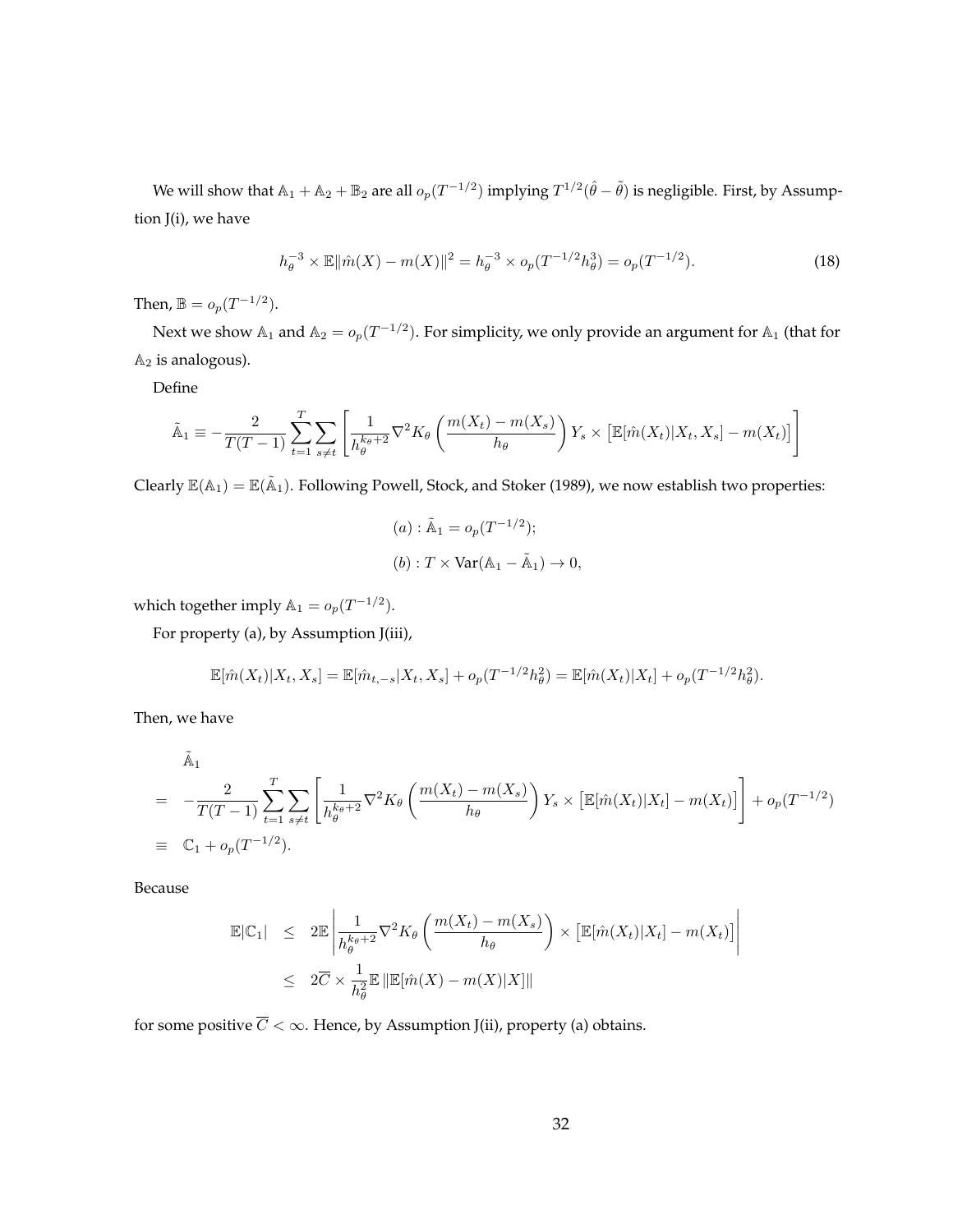We will show that $\mathbb{A}_1 + \mathbb{A}_2 + \mathbb{B}_2$ are all $o_p(T^{-1/2})$ implying $T^{1/2}(\hat{\theta} - \tilde{\theta})$ is negligible. First, by Assumption J(i), we have

$$h_\theta^{-3} \times \mathbb{E}\|\hat{m}(X) - m(X)\|^2 = h_\theta^{-3} \times o_p(T^{-1/2}h_\theta^3) = o_p(T^{-1/2}). \tag{18}$$

Then, $\mathbb{B} = o_p(T^{-1/2})$.

Next we show $\mathbb{A}_1$ and $\mathbb{A}_2 = o_p(T^{-1/2})$. For simplicity, we only provide an argument for $\mathbb{A}_1$ (that for $\mathbb{A}_2$ is analogous).

Define

$$\tilde{\mathbb{A}}_1 \equiv -\frac{2}{T(T-1)} \sum_{t=1}^{T} \sum_{s \neq t} \left[ \frac{1}{h_\theta^{k_\theta+2}} \nabla^2 K_\theta \left( \frac{m(X_t) - m(X_s)}{h_\theta} \right) Y_s \times \left[ \mathbb{E}[\hat{m}(X_t)|X_t, X_s] - m(X_t) \right] \right]$$

Clearly $\mathbb{E}(\mathbb{A}_1) = \mathbb{E}(\tilde{\mathbb{A}}_1)$. Following Powell, Stock, and Stoker (1989), we now establish two properties:

$$(a) : \tilde{\mathbb{A}}_1 = o_p(T^{-1/2});$$

$$(b) : T \times \text{Var}(\mathbb{A}_1 - \tilde{\mathbb{A}}_1) \to 0,$$

which together imply $\mathbb{A}_1 = o_p(T^{-1/2})$.

For property (a), by Assumption J(iii),

$$\mathbb{E}[\hat{m}(X_t)|X_t, X_s] = \mathbb{E}[\hat{m}_{t,-s}|X_t, X_s] + o_p(T^{-1/2}h_\theta^2) = \mathbb{E}[\hat{m}(X_t)|X_t] + o_p(T^{-1/2}h_\theta^2).$$

Then, we have

$$\begin{aligned}
&\tilde{\mathbb{A}}_1 \\
= \; & -\frac{2}{T(T-1)} \sum_{t=1}^{T} \sum_{s \neq t} \left[ \frac{1}{h_\theta^{k_\theta+2}} \nabla^2 K_\theta \left( \frac{m(X_t) - m(X_s)}{h_\theta} \right) Y_s \times \left[ \mathbb{E}[\hat{m}(X_t)|X_t] - m(X_t) \right] \right] + o_p(T^{-1/2}) \\
\equiv \; & \mathbb{C}_1 + o_p(T^{-1/2}).
\end{aligned}$$

Because

$$\begin{aligned}
\mathbb{E}|\mathbb{C}_1| &\leq 2\mathbb{E} \left| \frac{1}{h_\theta^{k_\theta+2}} \nabla^2 K_\theta \left( \frac{m(X_t) - m(X_s)}{h_\theta} \right) \times \left[ \mathbb{E}[\hat{m}(X_t)|X_t] - m(X_t) \right] \right| \\
&\leq 2\overline{C} \times \frac{1}{h_\theta^2} \mathbb{E} \left\| \mathbb{E}[\hat{m}(X) - m(X)|X] \right\|
\end{aligned}$$

for some positive $\overline{C} < \infty$. Hence, by Assumption J(ii), property (a) obtains.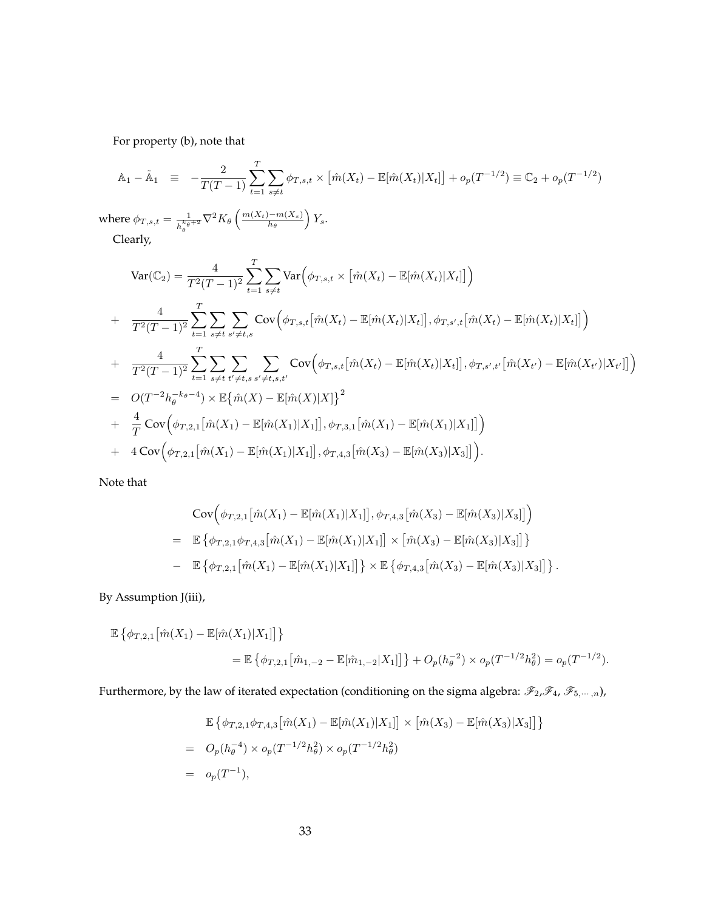For property (b), note that

$$\mathbb{A}_1 - \tilde{\mathbb{A}}_1 \equiv -\frac{2}{T(T-1)} \sum_{t=1}^{T} \sum_{s \neq t} \phi_{T,s,t} \times \big[\hat{m}(X_t) - \mathbb{E}[\hat{m}(X_t)|X_t]\big] + o_p(T^{-1/2}) \equiv \mathbb{C}_2 + o_p(T^{-1/2})$$

where $\phi_{T,s,t} = \frac{1}{h_\theta^{k_\theta+2}} \nabla^2 K_\theta\left(\frac{m(X_t)-m(X_s)}{h_\theta}\right) Y_s$.

Clearly,

$$\begin{aligned}
&\text{Var}(\mathbb{C}_2) = \frac{4}{T^2(T-1)^2} \sum_{t=1}^{T} \sum_{s \neq t} \text{Var}\Big(\phi_{T,s,t} \times \big[\hat{m}(X_t) - \mathbb{E}[\hat{m}(X_t)|X_t]\big]\Big) \\
+ \quad & \frac{4}{T^2(T-1)^2} \sum_{t=1}^{T} \sum_{s \neq t} \sum_{s' \neq t,s} \text{Cov}\Big(\phi_{T,s,t}\big[\hat{m}(X_t) - \mathbb{E}[\hat{m}(X_t)|X_t]\big], \phi_{T,s',t}\big[\hat{m}(X_t) - \mathbb{E}[\hat{m}(X_t)|X_t]\big]\Big) \\
+ \quad & \frac{4}{T^2(T-1)^2} \sum_{t=1}^{T} \sum_{s \neq t} \sum_{t' \neq t,s} \sum_{s' \neq t,s,t'} \text{Cov}\Big(\phi_{T,s,t}\big[\hat{m}(X_t) - \mathbb{E}[\hat{m}(X_t)|X_t]\big], \phi_{T,s',t'}\big[\hat{m}(X_{t'}) - \mathbb{E}[\hat{m}(X_{t'})|X_{t'}]\big]\Big) \\
= \quad & O(T^{-2}h_\theta^{-k_\theta-4}) \times \mathbb{E}\big\{\hat{m}(X) - \mathbb{E}[\hat{m}(X)|X]\big\}^2 \\
+ \quad & \frac{4}{T} \text{Cov}\Big(\phi_{T,2,1}\big[\hat{m}(X_1) - \mathbb{E}[\hat{m}(X_1)|X_1]\big], \phi_{T,3,1}\big[\hat{m}(X_1) - \mathbb{E}[\hat{m}(X_1)|X_1]\big]\Big) \\
+ \quad & 4\,\text{Cov}\Big(\phi_{T,2,1}\big[\hat{m}(X_1) - \mathbb{E}[\hat{m}(X_1)|X_1]\big], \phi_{T,4,3}\big[\hat{m}(X_3) - \mathbb{E}[\hat{m}(X_3)|X_3]\big]\Big).
\end{aligned}$$

Note that

$$\begin{aligned}
& \text{Cov}\Big(\phi_{T,2,1}\big[\hat{m}(X_1) - \mathbb{E}[\hat{m}(X_1)|X_1]\big], \phi_{T,4,3}\big[\hat{m}(X_3) - \mathbb{E}[\hat{m}(X_3)|X_3]\big]\Big) \\
= \quad & \mathbb{E}\left\{\phi_{T,2,1}\phi_{T,4,3}\big[\hat{m}(X_1) - \mathbb{E}[\hat{m}(X_1)|X_1]\big] \times \big[\hat{m}(X_3) - \mathbb{E}[\hat{m}(X_3)|X_3]\big]\right\} \\
- \quad & \mathbb{E}\left\{\phi_{T,2,1}\big[\hat{m}(X_1) - \mathbb{E}[\hat{m}(X_1)|X_1]\big]\right\} \times \mathbb{E}\left\{\phi_{T,4,3}\big[\hat{m}(X_3) - \mathbb{E}[\hat{m}(X_3)|X_3]\big]\right\}.
\end{aligned}$$

By Assumption J(iii),

$$\begin{aligned}
&\mathbb{E}\left\{\phi_{T,2,1}\big[\hat{m}(X_1) - \mathbb{E}[\hat{m}(X_1)|X_1]\big]\right\} \\
&\qquad\qquad = \mathbb{E}\left\{\phi_{T,2,1}\big[\hat{m}_{1,-2} - \mathbb{E}[\hat{m}_{1,-2}|X_1]\big]\right\} + O_p(h_\theta^{-2}) \times o_p(T^{-1/2}h_\theta^2) = o_p(T^{-1/2}).
\end{aligned}$$

Furthermore, by the law of iterated expectation (conditioning on the sigma algebra: $\mathscr{F}_2$,$\mathscr{F}_4$, $\mathscr{F}_{5,\cdots,n}$),

$$\begin{aligned}
& \mathbb{E}\left\{\phi_{T,2,1}\phi_{T,4,3}\big[\hat{m}(X_1) - \mathbb{E}[\hat{m}(X_1)|X_1]\big] \times \big[\hat{m}(X_3) - \mathbb{E}[\hat{m}(X_3)|X_3]\big]\right\} \\
= \quad & O_p(h_\theta^{-4}) \times o_p(T^{-1/2}h_\theta^2) \times o_p(T^{-1/2}h_\theta^2) \\
= \quad & o_p(T^{-1}),
\end{aligned}$$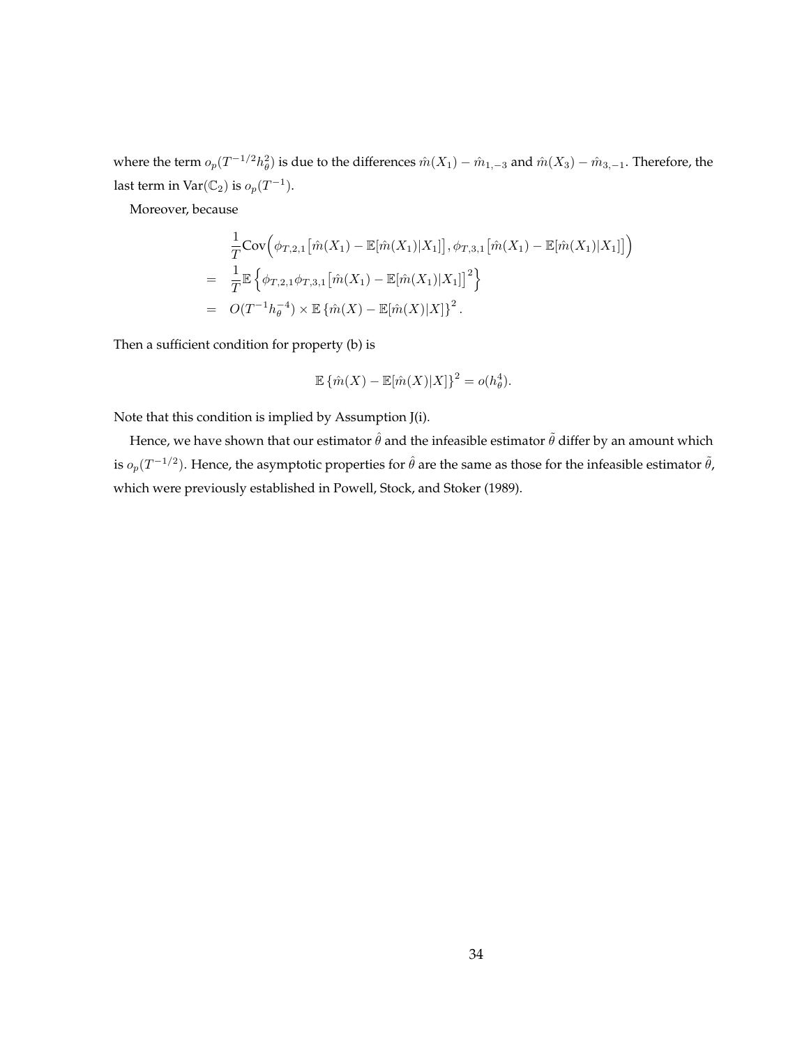where the term $o_p(T^{-1/2}h_\theta^2)$ is due to the differences $\hat{m}(X_1) - \hat{m}_{1,-3}$ and $\hat{m}(X_3) - \hat{m}_{3,-1}$. Therefore, the last term in $\text{Var}(\mathbb{C}_2)$ is $o_p(T^{-1})$.

Moreover, because

$$
\begin{aligned}
& \frac{1}{T}\text{Cov}\Big(\phi_{T,2,1}\big[\hat{m}(X_1) - \mathbb{E}[\hat{m}(X_1)|X_1]\big], \phi_{T,3,1}\big[\hat{m}(X_1) - \mathbb{E}[\hat{m}(X_1)|X_1]\big]\Big) \\
= \quad & \frac{1}{T}\mathbb{E}\left\{\phi_{T,2,1}\phi_{T,3,1}\big[\hat{m}(X_1) - \mathbb{E}[\hat{m}(X_1)|X_1]\big]^2\right\} \\
= \quad & O(T^{-1}h_\theta^{-4}) \times \mathbb{E}\left\{\hat{m}(X) - \mathbb{E}[\hat{m}(X)|X]\right\}^2.
\end{aligned}
$$

Then a sufficient condition for property (b) is

$$
\mathbb{E}\left\{\hat{m}(X) - \mathbb{E}[\hat{m}(X)|X]\right\}^2 = o(h_\theta^4).
$$

Note that this condition is implied by Assumption J(i).

Hence, we have shown that our estimator $\hat{\theta}$ and the infeasible estimator $\tilde{\theta}$ differ by an amount which is $o_p(T^{-1/2})$. Hence, the asymptotic properties for $\hat{\theta}$ are the same as those for the infeasible estimator $\tilde{\theta}$, which were previously established in Powell, Stock, and Stoker (1989).